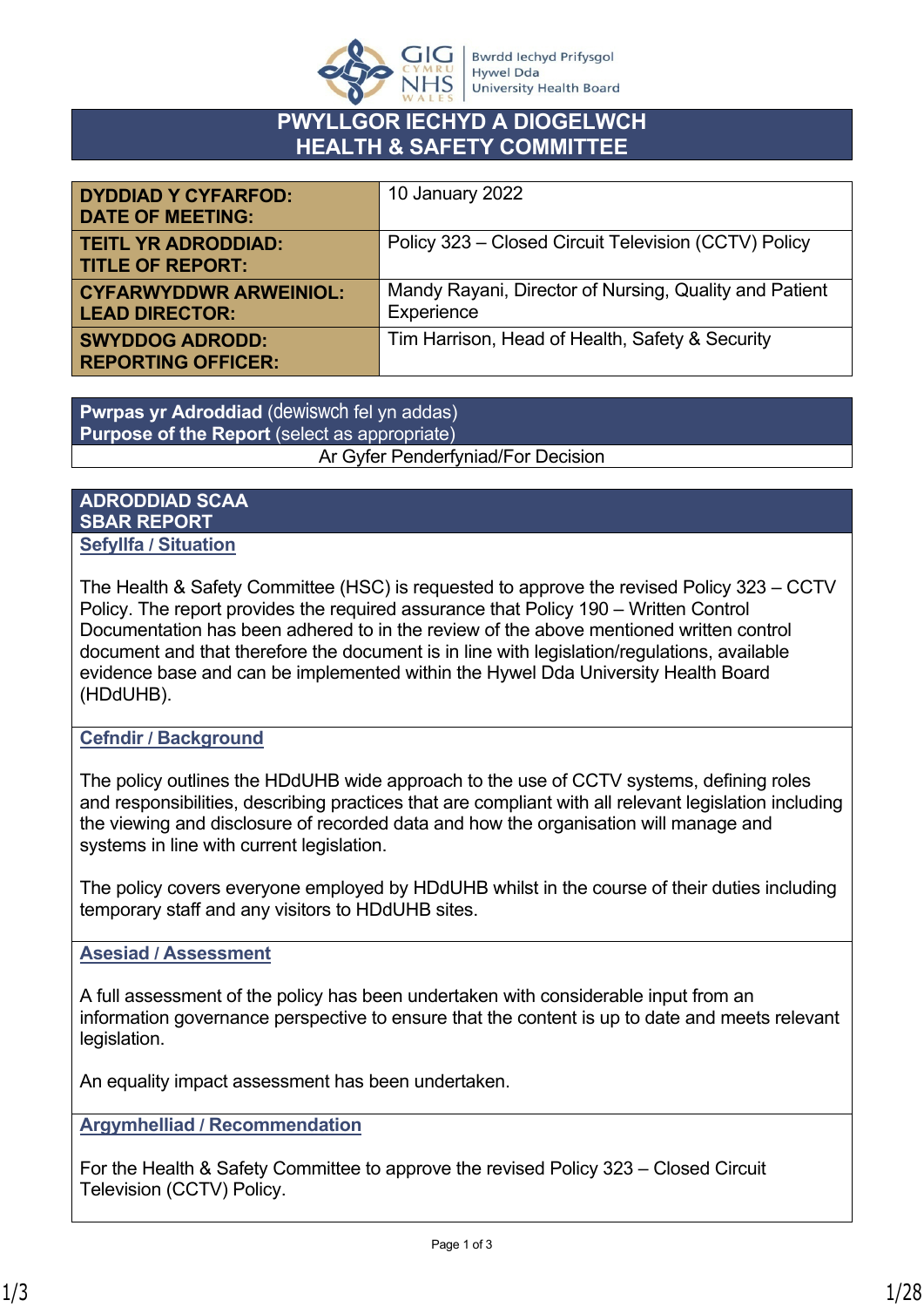# PWYLLGOR IECHYD A DIOGELWCH
# HEALTH & SAFETY COMMITTEE

| | |
|---|---|
| **DYDDIAD Y CYFARFOD: DATE OF MEETING:** | 10 January 2022 |
| **TEITL YR ADRODDIAD: TITLE OF REPORT:** | Policy 323 – Closed Circuit Television (CCTV) Policy |
| **CYFARWYDDWR ARWEINIOL: LEAD DIRECTOR:** | Mandy Rayani, Director of Nursing, Quality and Patient Experience |
| **SWYDDOG ADRODD: REPORTING OFFICER:** | Tim Harrison, Head of Health, Safety & Security |

| **Pwrpas yr Adroddiad** (dewiswch fel yn addas) **Purpose of the Report** (select as appropriate) |
|---|
| Ar Gyfer Penderfyniad/For Decision |

## ADRODDIAD SCAA
## SBAR REPORT

**Sefyllfa / Situation**

The Health & Safety Committee (HSC) is requested to approve the revised Policy 323 – CCTV Policy. The report provides the required assurance that Policy 190 – Written Control Documentation has been adhered to in the review of the above mentioned written control document and that therefore the document is in line with legislation/regulations, available evidence base and can be implemented within the Hywel Dda University Health Board (HDdUHB).

**Cefndir / Background**

The policy outlines the HDdUHB wide approach to the use of CCTV systems, defining roles and responsibilities, describing practices that are compliant with all relevant legislation including the viewing and disclosure of recorded data and how the organisation will manage and systems in line with current legislation.

The policy covers everyone employed by HDdUHB whilst in the course of their duties including temporary staff and any visitors to HDdUHB sites.

**Asesiad / Assessment**

A full assessment of the policy has been undertaken with considerable input from an information governance perspective to ensure that the content is up to date and meets relevant legislation.

An equality impact assessment has been undertaken.

**Argymhelliad / Recommendation**

For the Health & Safety Committee to approve the revised Policy 323 – Closed Circuit Television (CCTV) Policy.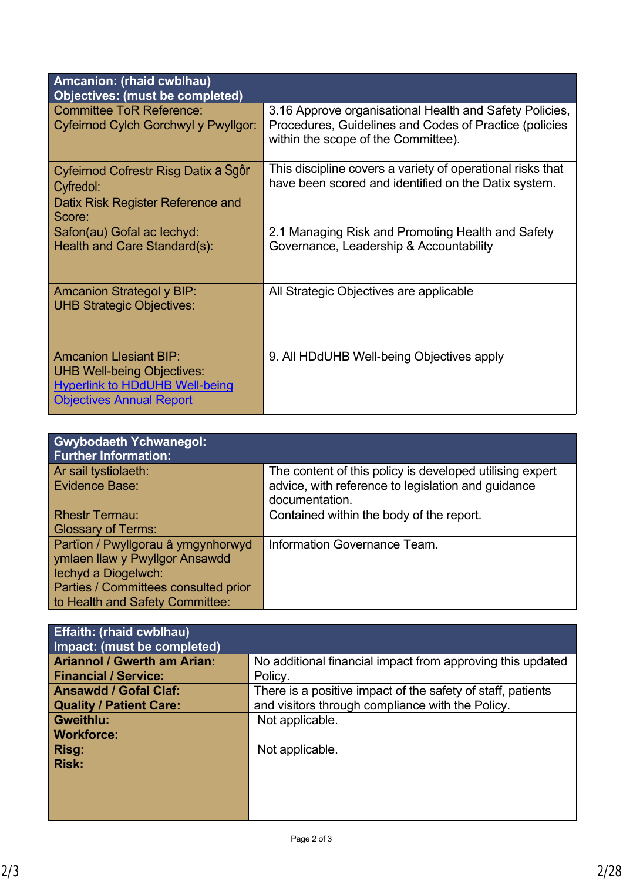| **Amcanion: (rhaid cwblhau)**<br>**Objectives: (must be completed)** | |
|---|---|
| Committee ToR Reference:<br>Cyfeirnod Cylch Gorchwyl y Pwyllgor: | 3.16 Approve organisational Health and Safety Policies, Procedures, Guidelines and Codes of Practice (policies within the scope of the Committee). |
| Cyfeirnod Cofrestr Risg Datix a Sgôr Cyfredol:<br>Datix Risk Register Reference and Score: | This discipline covers a variety of operational risks that have been scored and identified on the Datix system. |
| Safon(au) Gofal ac Iechyd:<br>Health and Care Standard(s): | 2.1 Managing Risk and Promoting Health and Safety<br>Governance, Leadership & Accountability |
| Amcanion Strategol y BIP:<br>UHB Strategic Objectives: | All Strategic Objectives are applicable |
| Amcanion Llesiant BIP:<br>UHB Well-being Objectives:<br>[Hyperlink to HDdUHB Well-being Objectives Annual Report] | 9. All HDdUHB Well-being Objectives apply |

| **Gwybodaeth Ychwanegol:**<br>**Further Information:** | |
|---|---|
| Ar sail tystiolaeth:<br>Evidence Base: | The content of this policy is developed utilising expert advice, with reference to legislation and guidance documentation. |
| Rhestr Termau:<br>Glossary of Terms: | Contained within the body of the report. |
| Partïon / Pwyllgorau â ymgynhorwyd ymlaen llaw y Pwyllgor Ansawdd Iechyd a Diogelwch:<br>Parties / Committees consulted prior to Health and Safety Committee: | Information Governance Team. |

| **Effaith: (rhaid cwblhau)**<br>**Impact: (must be completed)** | |
|---|---|
| **Ariannol / Gwerth am Arian:**<br>**Financial / Service:** | No additional financial impact from approving this updated Policy. |
| **Ansawdd / Gofal Claf:**<br>**Quality / Patient Care:** | There is a positive impact of the safety of staff, patients and visitors through compliance with the Policy. |
| **Gweithlu:**<br>**Workforce:** | Not applicable. |
| **Risg:**<br>**Risk:** | Not applicable. |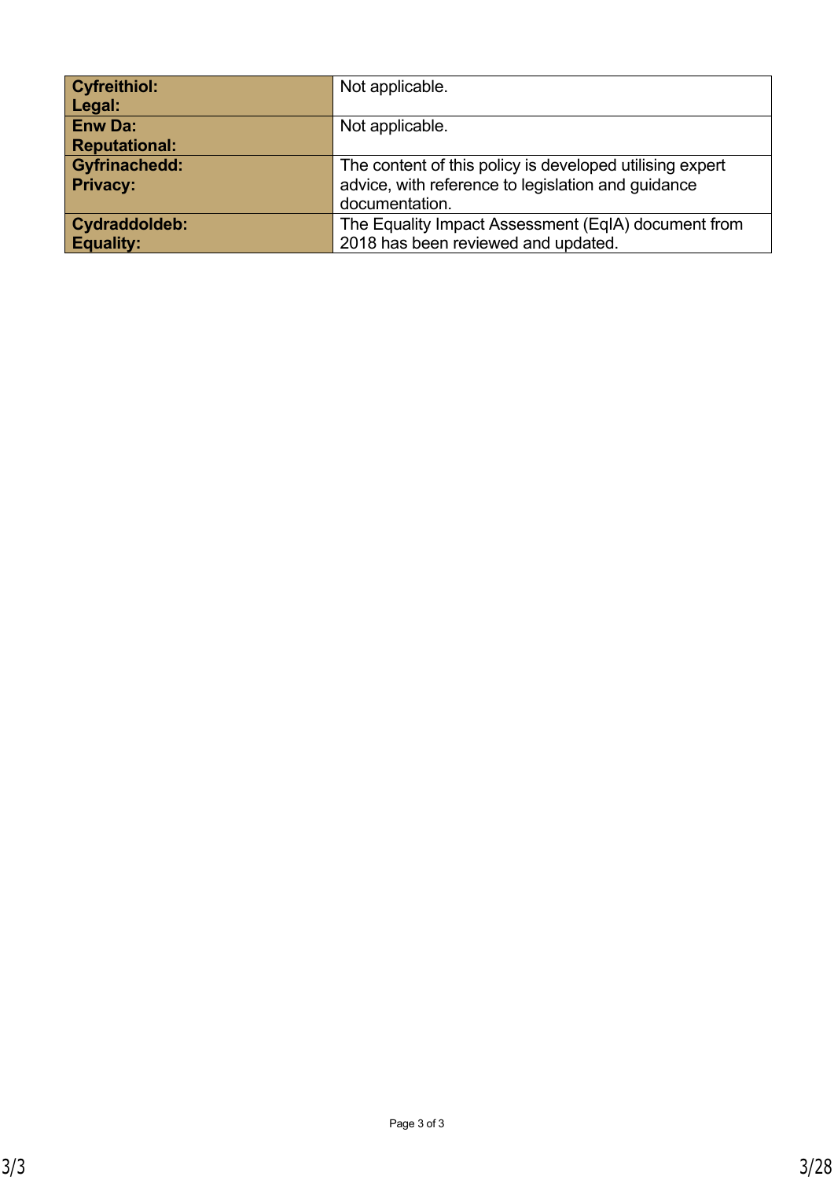| | |
|---|---|
| **Cyfreithiol:**<br>**Legal:** | Not applicable. |
| **Enw Da:**<br>**Reputational:** | Not applicable. |
| **Gyfrinachedd:**<br>**Privacy:** | The content of this policy is developed utilising expert advice, with reference to legislation and guidance documentation. |
| **Cydraddoldeb:**<br>**Equality:** | The Equality Impact Assessment (EqIA) document from 2018 has been reviewed and updated. |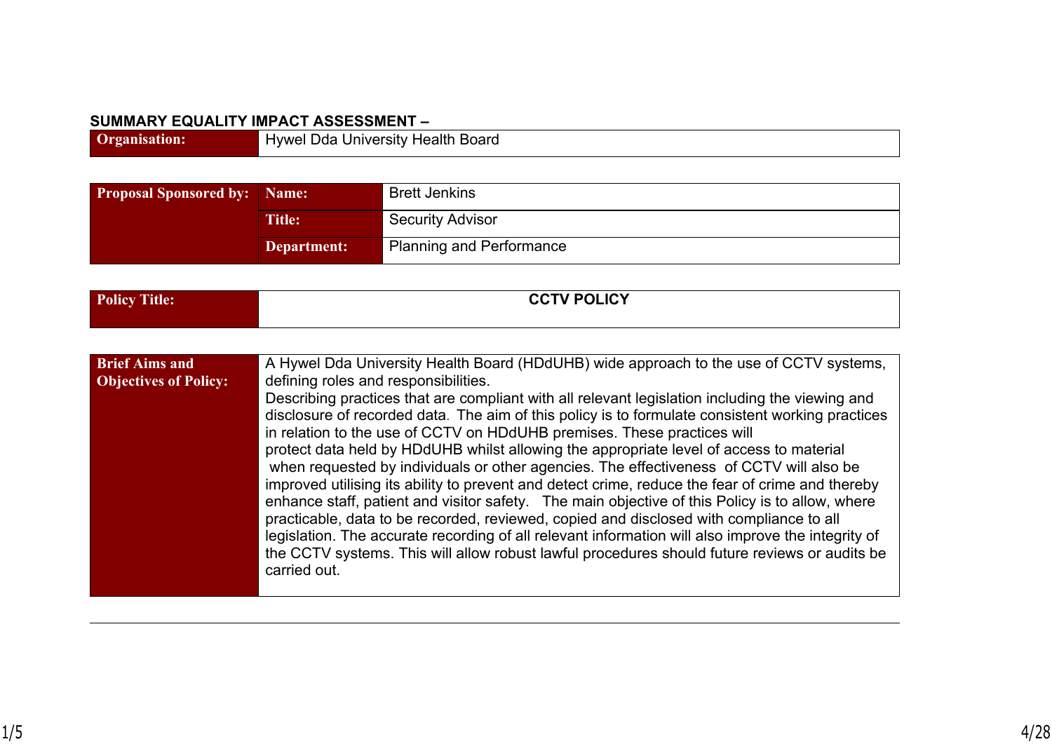## SUMMARY EQUALITY IMPACT ASSESSMENT –

| **Organisation:** | Hywel Dda University Health Board |
|---|---|

| **Proposal Sponsored by:** | **Name:** | Brett Jenkins |
|---|---|---|
| | **Title:** | Security Advisor |
| | **Department:** | Planning and Performance |

| **Policy Title:** | **CCTV POLICY** |
|---|---|

| **Brief Aims and Objectives of Policy:** | A Hywel Dda University Health Board (HDdUHB) wide approach to the use of CCTV systems, defining roles and responsibilities. Describing practices that are compliant with all relevant legislation including the viewing and disclosure of recorded data. The aim of this policy is to formulate consistent working practices in relation to the use of CCTV on HDdUHB premises. These practices will protect data held by HDdUHB whilst allowing the appropriate level of access to material when requested by individuals or other agencies. The effectiveness of CCTV will also be improved utilising its ability to prevent and detect crime, reduce the fear of crime and thereby enhance staff, patient and visitor safety. The main objective of this Policy is to allow, where practicable, data to be recorded, reviewed, copied and disclosed with compliance to all legislation. The accurate recording of all relevant information will also improve the integrity of the CCTV systems. This will allow robust lawful procedures should future reviews or audits be carried out. |
|---|---|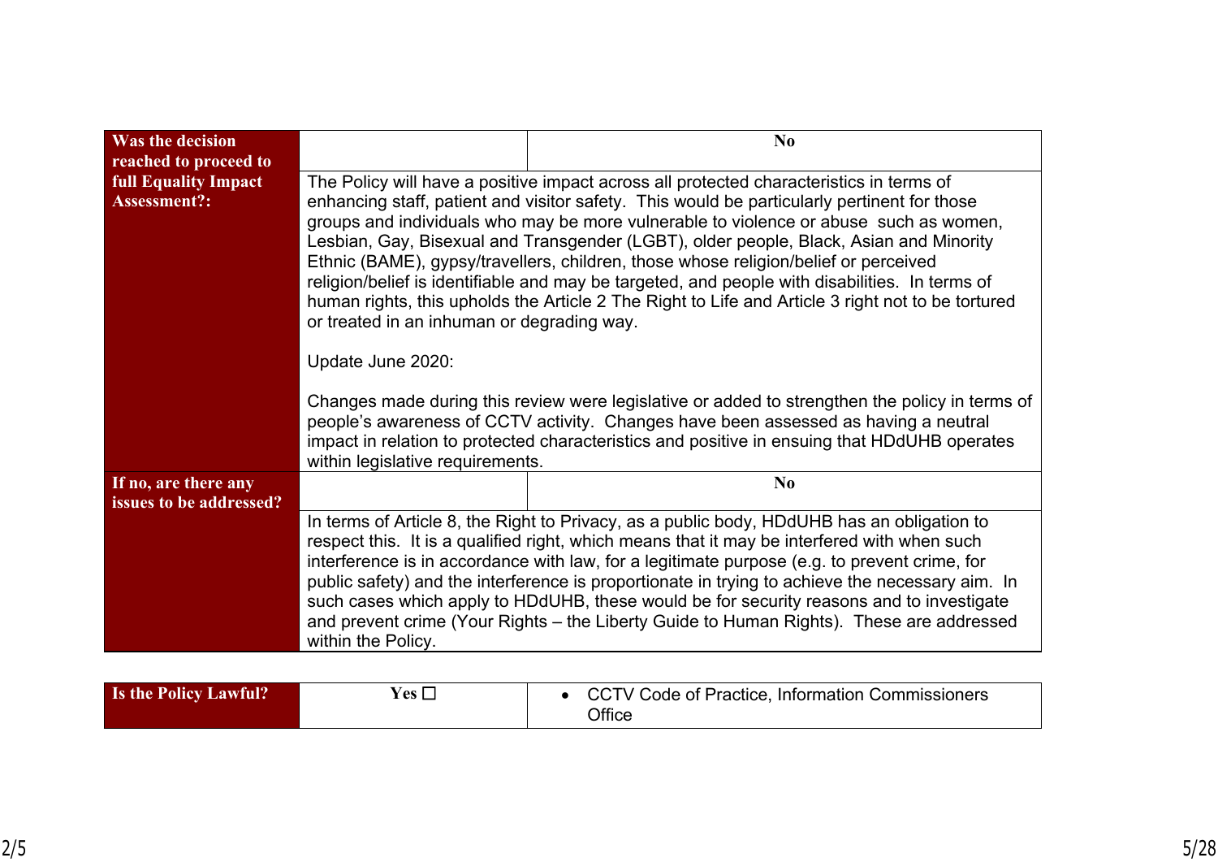| Was the decision reached to proceed to full Equality Impact Assessment?: | | No |
|---|---|---|
| | The Policy will have a positive impact across all protected characteristics in terms of enhancing staff, patient and visitor safety. This would be particularly pertinent for those groups and individuals who may be more vulnerable to violence or abuse such as women, Lesbian, Gay, Bisexual and Transgender (LGBT), older people, Black, Asian and Minority Ethnic (BAME), gypsy/travellers, children, those whose religion/belief or perceived religion/belief is identifiable and may be targeted, and people with disabilities. In terms of human rights, this upholds the Article 2 The Right to Life and Article 3 right not to be tortured or treated in an inhuman or degrading way.<br><br>Update June 2020:<br><br>Changes made during this review were legislative or added to strengthen the policy in terms of people's awareness of CCTV activity. Changes have been assessed as having a neutral impact in relation to protected characteristics and positive in ensuing that HDdUHB operates within legislative requirements. | |
| If no, are there any issues to be addressed? | | No |
| | In terms of Article 8, the Right to Privacy, as a public body, HDdUHB has an obligation to respect this. It is a qualified right, which means that it may be interfered with when such interference is in accordance with law, for a legitimate purpose (e.g. to prevent crime, for public safety) and the interference is proportionate in trying to achieve the necessary aim. In such cases which apply to HDdUHB, these would be for security reasons and to investigate and prevent crime (Your Rights – the Liberty Guide to Human Rights). These are addressed within the Policy. | |

| Is the Policy Lawful? | Yes ☐ | • CCTV Code of Practice, Information Commissioners Office |
|---|---|---|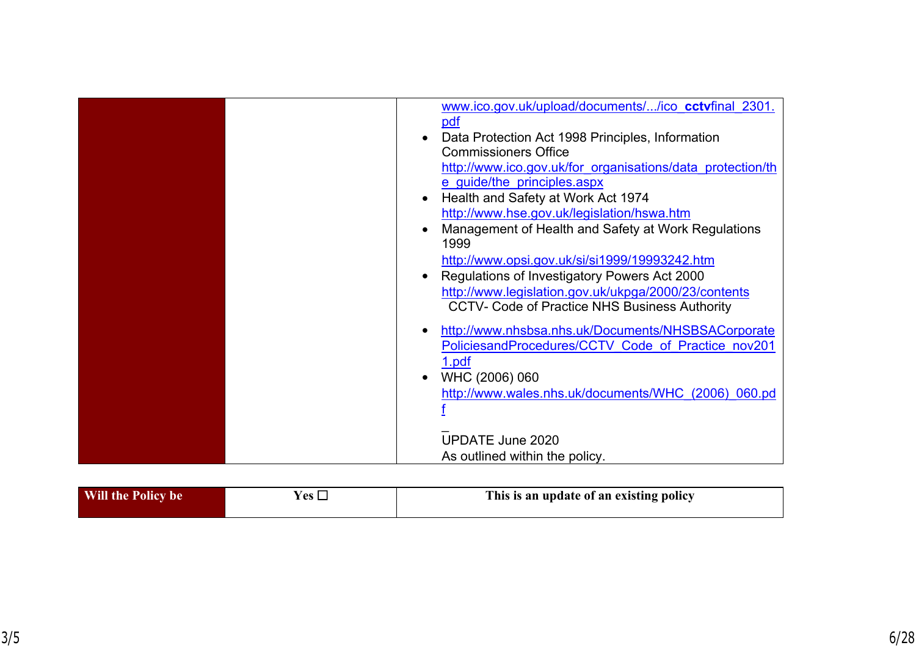| | | |
|---|---|---|
| | | www.ico.gov.uk/upload/documents/.../ico_**cctv**final_2301.pdf<br>• Data Protection Act 1998 Principles, Information Commissioners Office http://www.ico.gov.uk/for_organisations/data_protection/the_guide/the_principles.aspx<br>• Health and Safety at Work Act 1974 http://www.hse.gov.uk/legislation/hswa.htm<br>• Management of Health and Safety at Work Regulations 1999 http://www.opsi.gov.uk/si/si1999/19993242.htm<br>• Regulations of Investigatory Powers Act 2000 http://www.legislation.gov.uk/ukpga/2000/23/contents CCTV- Code of Practice NHS Business Authority<br>• http://www.nhsbsa.nhs.uk/Documents/NHSBSACorporatePoliciesandProcedures/CCTV_Code_of_Practice_nov2011.pdf<br>• WHC (2006) 060 http://www.wales.nhs.uk/documents/WHC_(2006)_060.pdf<br>_<br>UPDATE June 2020<br>As outlined within the policy. |

| | | |
|---|---|---|
| **Will the Policy be** | **Yes ☐** | **This is an update of an existing policy** |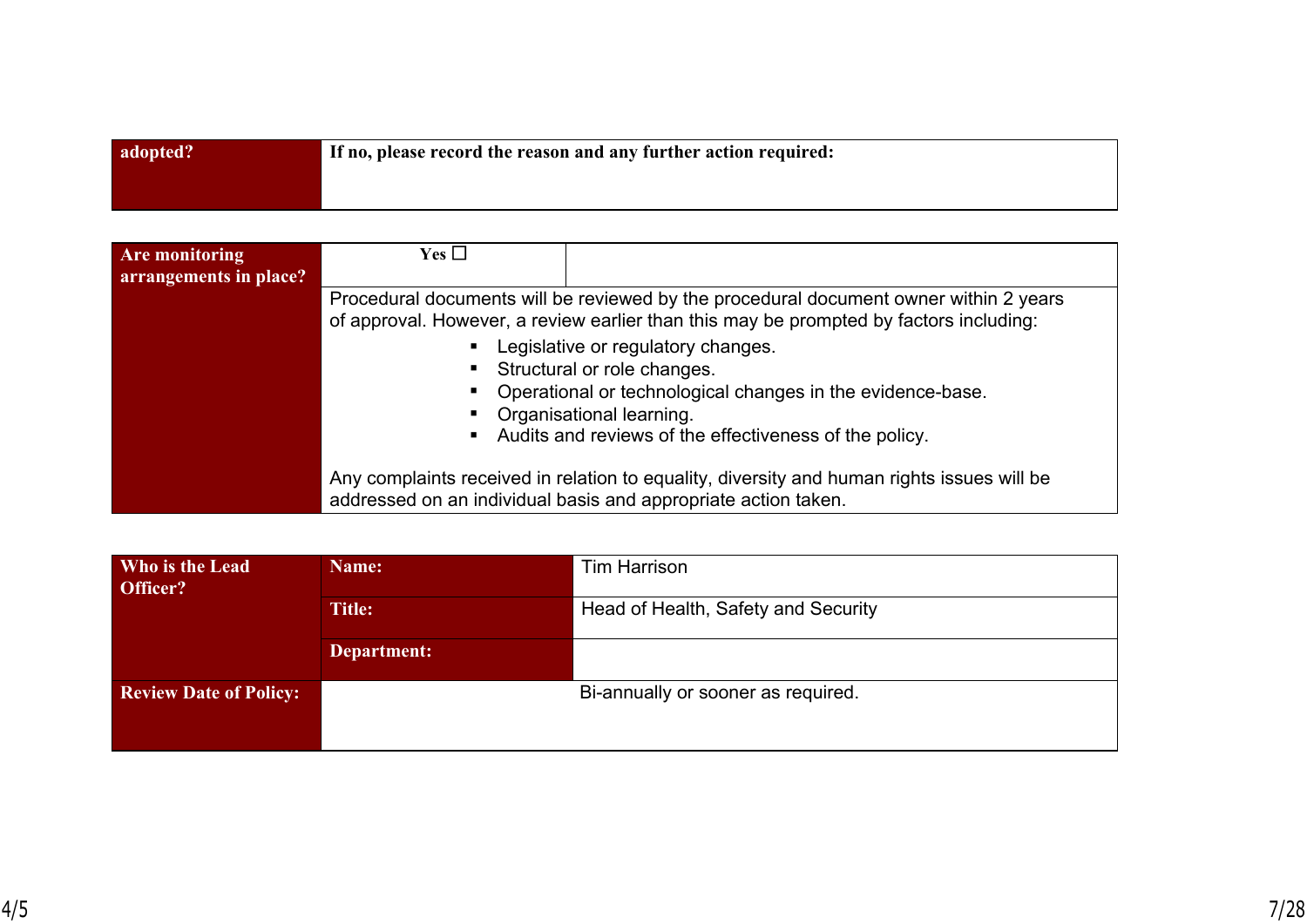| adopted? | If no, please record the reason and any further action required: |
|---|---|

| Are monitoring arrangements in place? | Yes ☐ | |
|---|---|---|
| | Procedural documents will be reviewed by the procedural document owner within 2 years of approval. However, a review earlier than this may be prompted by factors including:<br>▪ Legislative or regulatory changes.<br>▪ Structural or role changes.<br>▪ Operational or technological changes in the evidence-base.<br>▪ Organisational learning.<br>▪ Audits and reviews of the effectiveness of the policy.<br><br>Any complaints received in relation to equality, diversity and human rights issues will be addressed on an individual basis and appropriate action taken. | |

| Who is the Lead Officer? | Name: | Tim Harrison |
|---|---|---|
| | Title: | Head of Health, Safety and Security |
| | Department: | |
| Review Date of Policy: | | Bi-annually or sooner as required. |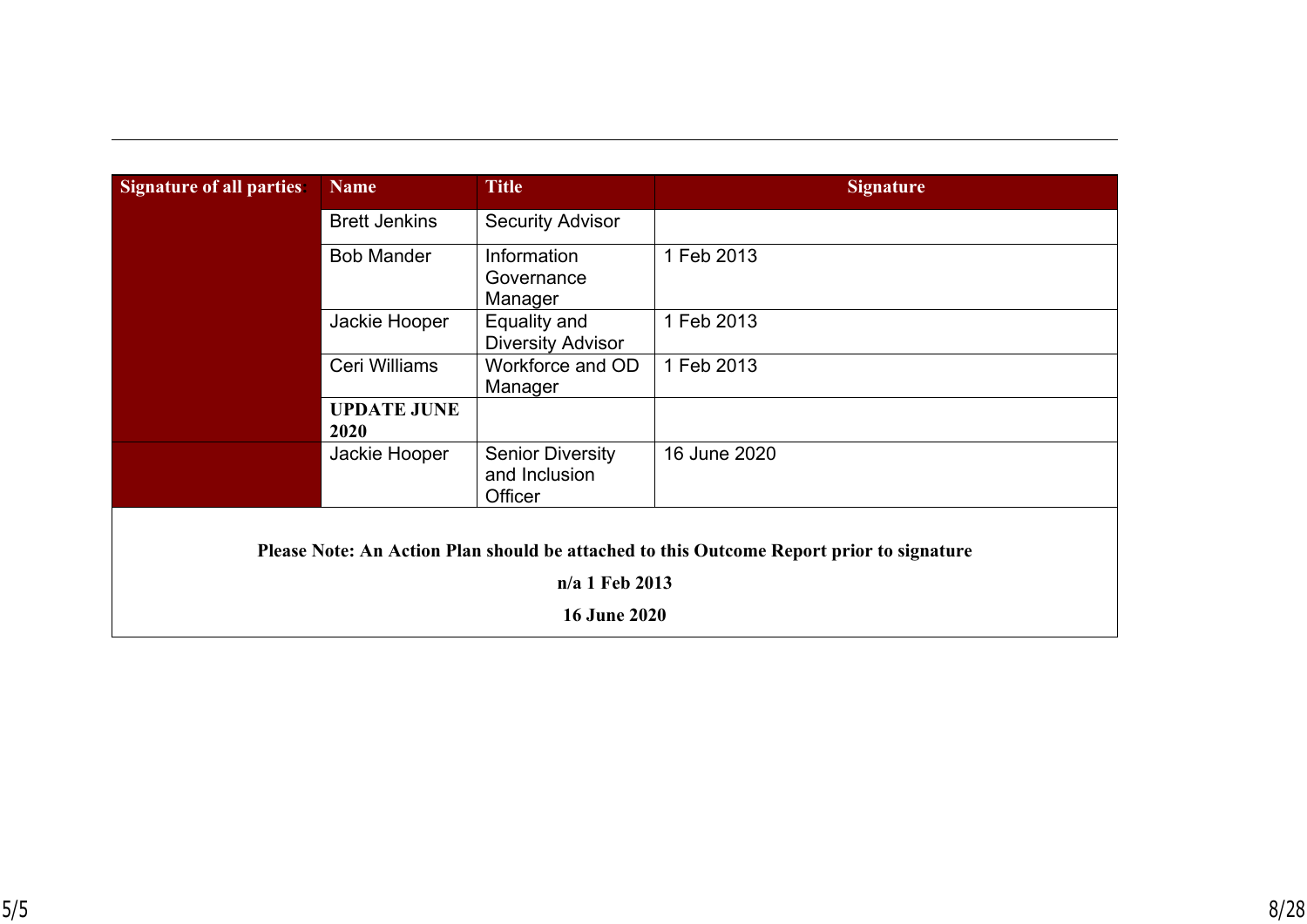| Signature of all parties: | Name | Title | Signature |
|---|---|---|---|
| | Brett Jenkins | Security Advisor | |
| | Bob Mander | Information Governance Manager | 1 Feb 2013 |
| | Jackie Hooper | Equality and Diversity Advisor | 1 Feb 2013 |
| | Ceri Williams | Workforce and OD Manager | 1 Feb 2013 |
| | **UPDATE JUNE 2020** | | |
| | Jackie Hooper | Senior Diversity and Inclusion Officer | 16 June 2020 |

**Please Note: An Action Plan should be attached to this Outcome Report prior to signature**

**n/a 1 Feb 2013**

**16 June 2020**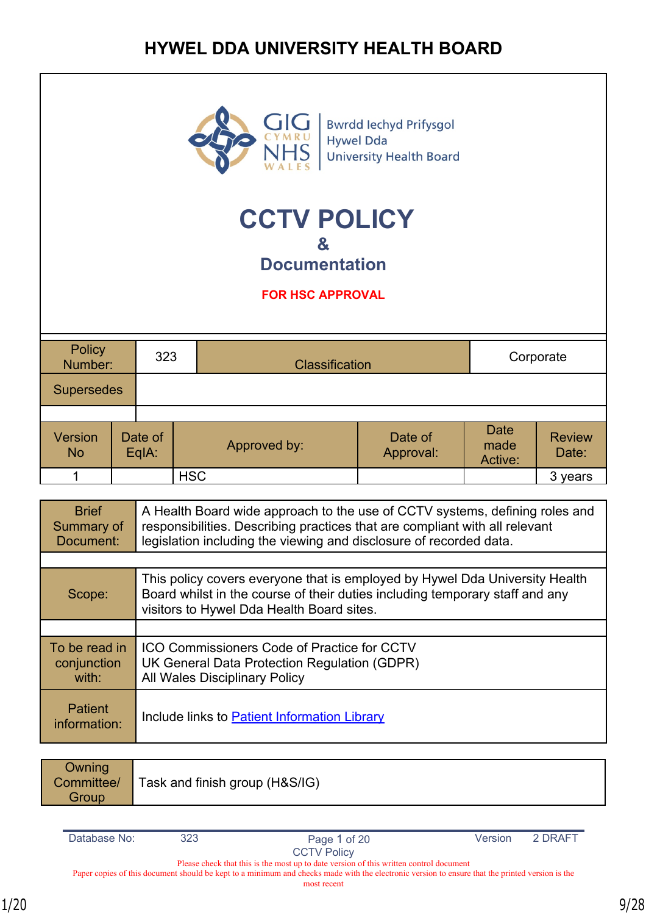# HYWEL DDA UNIVERSITY HEALTH BOARD

GIG CYMRU NHS WALES | Bwrdd Iechyd Prifysgol Hywel Dda University Health Board

# CCTV POLICY
# &
## Documentation

**FOR HSC APPROVAL**

| Policy Number: | 323 | Classification | Corporate |
|---|---|---|---|
| Supersedes | | | |

| Version No | Date of EqIA: | Approved by: | Date of Approval: | Date made Active: | Review Date: |
|---|---|---|---|---|---|
| 1 | | HSC | | | 3 years |

| | |
|---|---|
| Brief Summary of Document: | A Health Board wide approach to the use of CCTV systems, defining roles and responsibilities. Describing practices that are compliant with all relevant legislation including the viewing and disclosure of recorded data. |
| Scope: | This policy covers everyone that is employed by Hywel Dda University Health Board whilst in the course of their duties including temporary staff and any visitors to Hywel Dda Health Board sites. |
| To be read in conjunction with: | ICO Commissioners Code of Practice for CCTV<br>UK General Data Protection Regulation (GDPR)<br>All Wales Disciplinary Policy |
| Patient information: | Include links to Patient Information Library |

| | |
|---|---|
| Owning Committee/ Group | Task and finish group (H&S/IG) |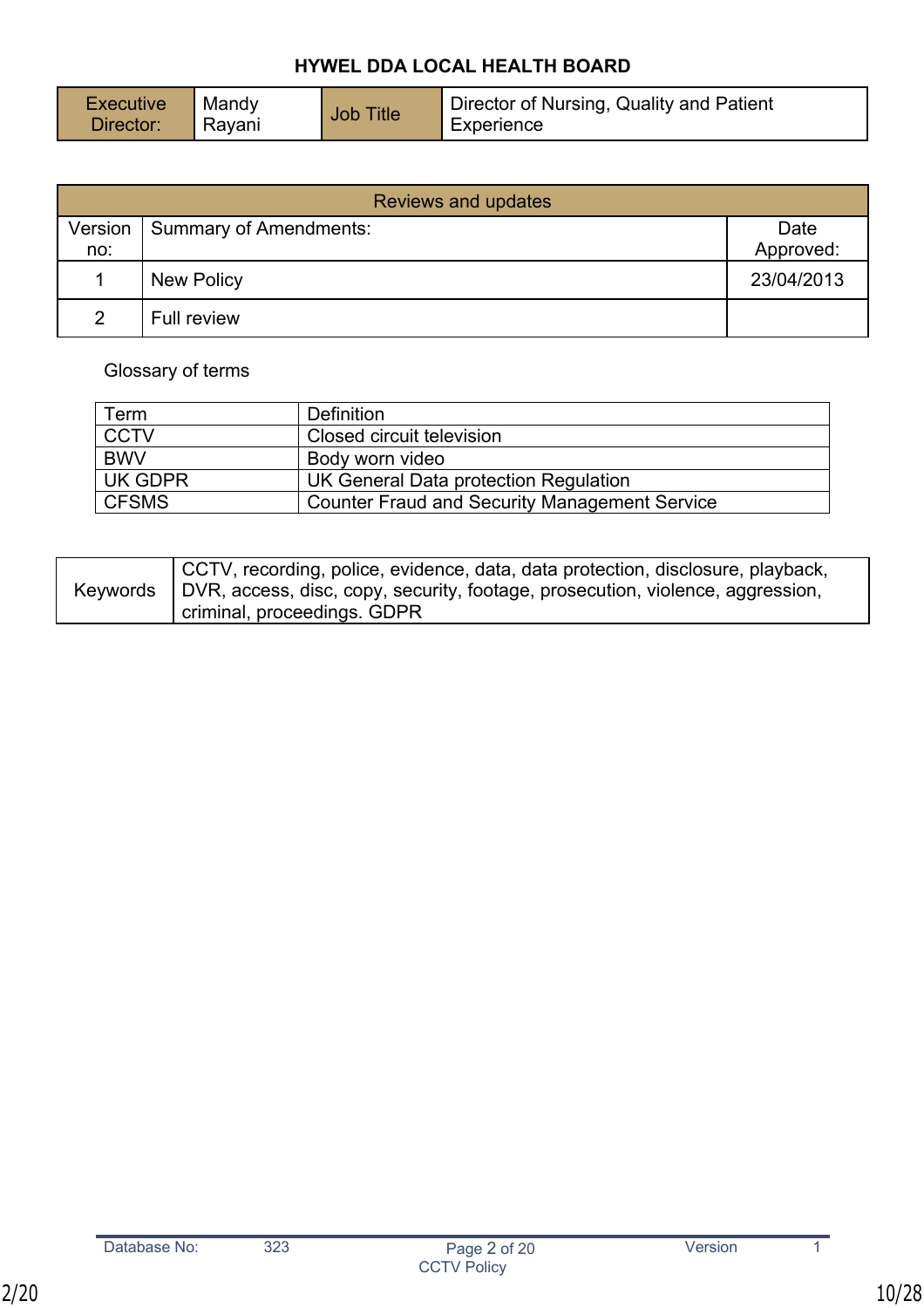**HYWEL DDA LOCAL HEALTH BOARD**

| Executive Director: | Mandy Rayani | Job Title | Director of Nursing, Quality and Patient Experience |
|---|---|---|---|

| Reviews and updates | | |
|---|---|---|
| Version no: | Summary of Amendments: | Date Approved: |
| 1 | New Policy | 23/04/2013 |
| 2 | Full review | |

Glossary of terms

| Term | Definition |
|---|---|
| CCTV | Closed circuit television |
| BWV | Body worn video |
| UK GDPR | UK General Data protection Regulation |
| CFSMS | Counter Fraud and Security Management Service |

| Keywords | CCTV, recording, police, evidence, data, data protection, disclosure, playback, DVR, access, disc, copy, security, footage, prosecution, violence, aggression, criminal, proceedings. GDPR |
|---|---|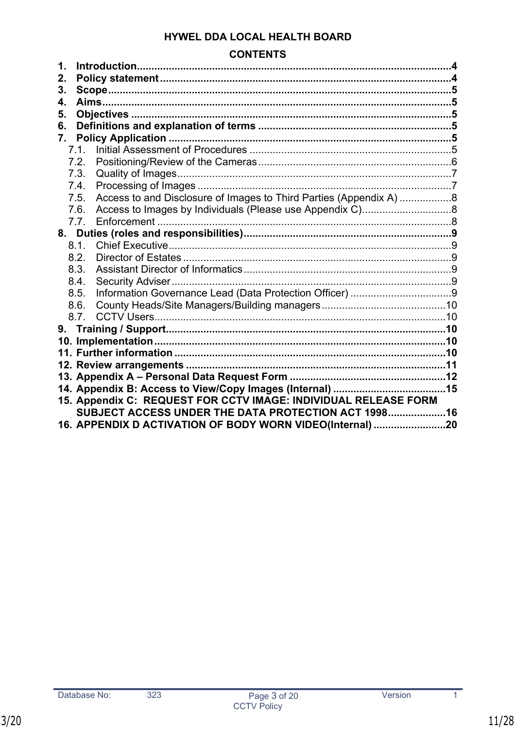**HYWEL DDA LOCAL HEALTH BOARD**

**CONTENTS**

1. **Introduction**............................................................................................................4
2. **Policy statement**.....................................................................................................4
3. **Scope**......................................................................................................................5
4. **Aims**........................................................................................................................5
5. **Objectives**..............................................................................................................5
6. **Definitions and explanation of terms**...................................................................5
7. **Policy Application**.................................................................................................5
   - 7.1. Initial Assessment of Procedures.......................................................................5
   - 7.2. Positioning/Review of the Cameras....................................................................6
   - 7.3. Quality of Images...............................................................................................7
   - 7.4. Processing of Images.........................................................................................7
   - 7.5. Access to and Disclosure of Images to Third Parties (Appendix A)..................8
   - 7.6. Access to Images by Individuals (Please use Appendix C)...............................8
   - 7.7. Enforcement.......................................................................................................8
8. **Duties (roles and responsibilities)**........................................................................9
   - 8.1. Chief Executive..................................................................................................9
   - 8.2. Director of Estates..............................................................................................9
   - 8.3. Assistant Director of Informatics........................................................................9
   - 8.4. Security Adviser.................................................................................................9
   - 8.5. Information Governance Lead (Data Protection Officer)...................................9
   - 8.6. County Heads/Site Managers/Building managers...........................................10
   - 8.7. CCTV Users.....................................................................................................10
9. **Training / Support**................................................................................................10
10. **Implementation**....................................................................................................10
11. **Further information**.............................................................................................10
12. **Review arrangements**..........................................................................................11
13. **Appendix A – Personal Data Request Form**......................................................12
14. **Appendix B: Access to View/Copy Images (Internal)**.......................................15
15. **Appendix C: REQUEST FOR CCTV IMAGE: INDIVIDUAL RELEASE FORM SUBJECT ACCESS UNDER THE DATA PROTECTION ACT 1998**....................16
16. **APPENDIX D ACTIVATION OF BODY WORN VIDEO(Internal)**.........................20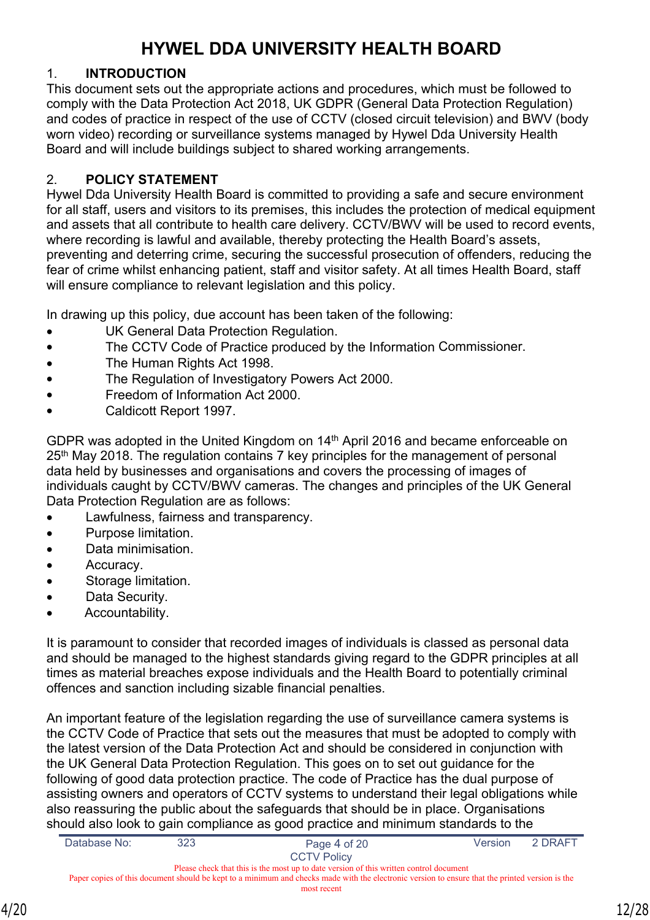# HYWEL DDA UNIVERSITY HEALTH BOARD

## 1. INTRODUCTION

This document sets out the appropriate actions and procedures, which must be followed to comply with the Data Protection Act 2018, UK GDPR (General Data Protection Regulation) and codes of practice in respect of the use of CCTV (closed circuit television) and BWV (body worn video) recording or surveillance systems managed by Hywel Dda University Health Board and will include buildings subject to shared working arrangements.

## 2. POLICY STATEMENT

Hywel Dda University Health Board is committed to providing a safe and secure environment for all staff, users and visitors to its premises, this includes the protection of medical equipment and assets that all contribute to health care delivery. CCTV/BWV will be used to record events, where recording is lawful and available, thereby protecting the Health Board's assets, preventing and deterring crime, securing the successful prosecution of offenders, reducing the fear of crime whilst enhancing patient, staff and visitor safety. At all times Health Board, staff will ensure compliance to relevant legislation and this policy.

In drawing up this policy, due account has been taken of the following:

- UK General Data Protection Regulation.
- The CCTV Code of Practice produced by the Information Commissioner.
- The Human Rights Act 1998.
- The Regulation of Investigatory Powers Act 2000.
- Freedom of Information Act 2000.
- Caldicott Report 1997.

GDPR was adopted in the United Kingdom on 14th April 2016 and became enforceable on 25th May 2018. The regulation contains 7 key principles for the management of personal data held by businesses and organisations and covers the processing of images of individuals caught by CCTV/BWV cameras. The changes and principles of the UK General Data Protection Regulation are as follows:

- Lawfulness, fairness and transparency.
- Purpose limitation.
- Data minimisation.
- Accuracy.
- Storage limitation.
- Data Security.
- Accountability.

It is paramount to consider that recorded images of individuals is classed as personal data and should be managed to the highest standards giving regard to the GDPR principles at all times as material breaches expose individuals and the Health Board to potentially criminal offences and sanction including sizable financial penalties.

An important feature of the legislation regarding the use of surveillance camera systems is the CCTV Code of Practice that sets out the measures that must be adopted to comply with the latest version of the Data Protection Act and should be considered in conjunction with the UK General Data Protection Regulation. This goes on to set out guidance for the following of good data protection practice. The code of Practice has the dual purpose of assisting owners and operators of CCTV systems to understand their legal obligations while also reassuring the public about the safeguards that should be in place. Organisations should also look to gain compliance as good practice and minimum standards to the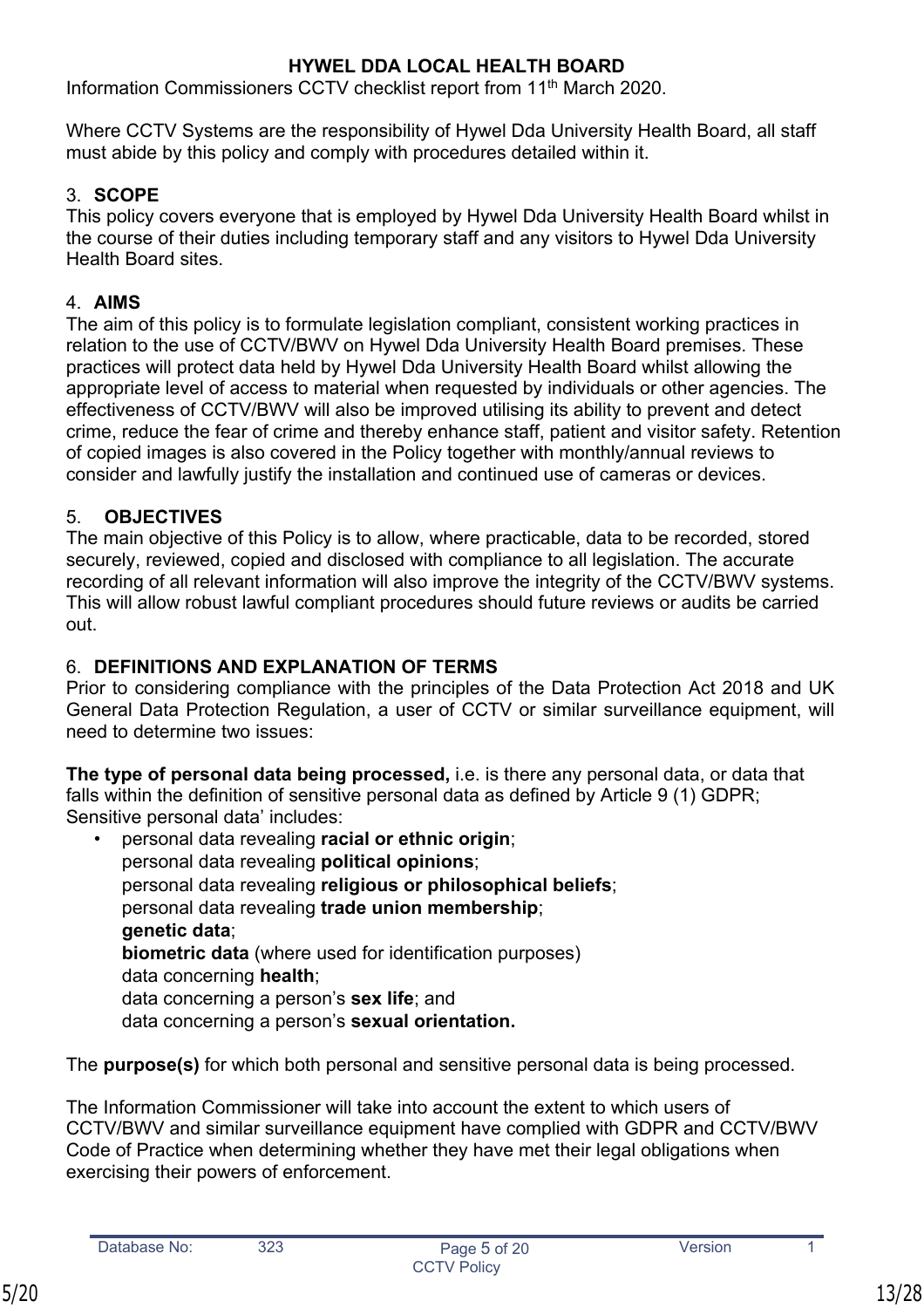**HYWEL DDA LOCAL HEALTH BOARD**

Information Commissioners CCTV checklist report from 11th March 2020.

Where CCTV Systems are the responsibility of Hywel Dda University Health Board, all staff must abide by this policy and comply with procedures detailed within it.

## 3. SCOPE

This policy covers everyone that is employed by Hywel Dda University Health Board whilst in the course of their duties including temporary staff and any visitors to Hywel Dda University Health Board sites.

## 4. AIMS

The aim of this policy is to formulate legislation compliant, consistent working practices in relation to the use of CCTV/BWV on Hywel Dda University Health Board premises. These practices will protect data held by Hywel Dda University Health Board whilst allowing the appropriate level of access to material when requested by individuals or other agencies. The effectiveness of CCTV/BWV will also be improved utilising its ability to prevent and detect crime, reduce the fear of crime and thereby enhance staff, patient and visitor safety. Retention of copied images is also covered in the Policy together with monthly/annual reviews to consider and lawfully justify the installation and continued use of cameras or devices.

## 5. OBJECTIVES

The main objective of this Policy is to allow, where practicable, data to be recorded, stored securely, reviewed, copied and disclosed with compliance to all legislation. The accurate recording of all relevant information will also improve the integrity of the CCTV/BWV systems. This will allow robust lawful compliant procedures should future reviews or audits be carried out.

## 6. DEFINITIONS AND EXPLANATION OF TERMS

Prior to considering compliance with the principles of the Data Protection Act 2018 and UK General Data Protection Regulation, a user of CCTV or similar surveillance equipment, will need to determine two issues:

**The type of personal data being processed,** i.e. is there any personal data, or data that falls within the definition of sensitive personal data as defined by Article 9 (1) GDPR; Sensitive personal data' includes:

- personal data revealing **racial or ethnic origin**;
  personal data revealing **political opinions**;
  personal data revealing **religious or philosophical beliefs**;
  personal data revealing **trade union membership**;
  **genetic data**;
  **biometric data** (where used for identification purposes)
  data concerning **health**;
  data concerning a person's **sex life**; and
  data concerning a person's **sexual orientation.**

The **purpose(s)** for which both personal and sensitive personal data is being processed.

The Information Commissioner will take into account the extent to which users of CCTV/BWV and similar surveillance equipment have complied with GDPR and CCTV/BWV Code of Practice when determining whether they have met their legal obligations when exercising their powers of enforcement.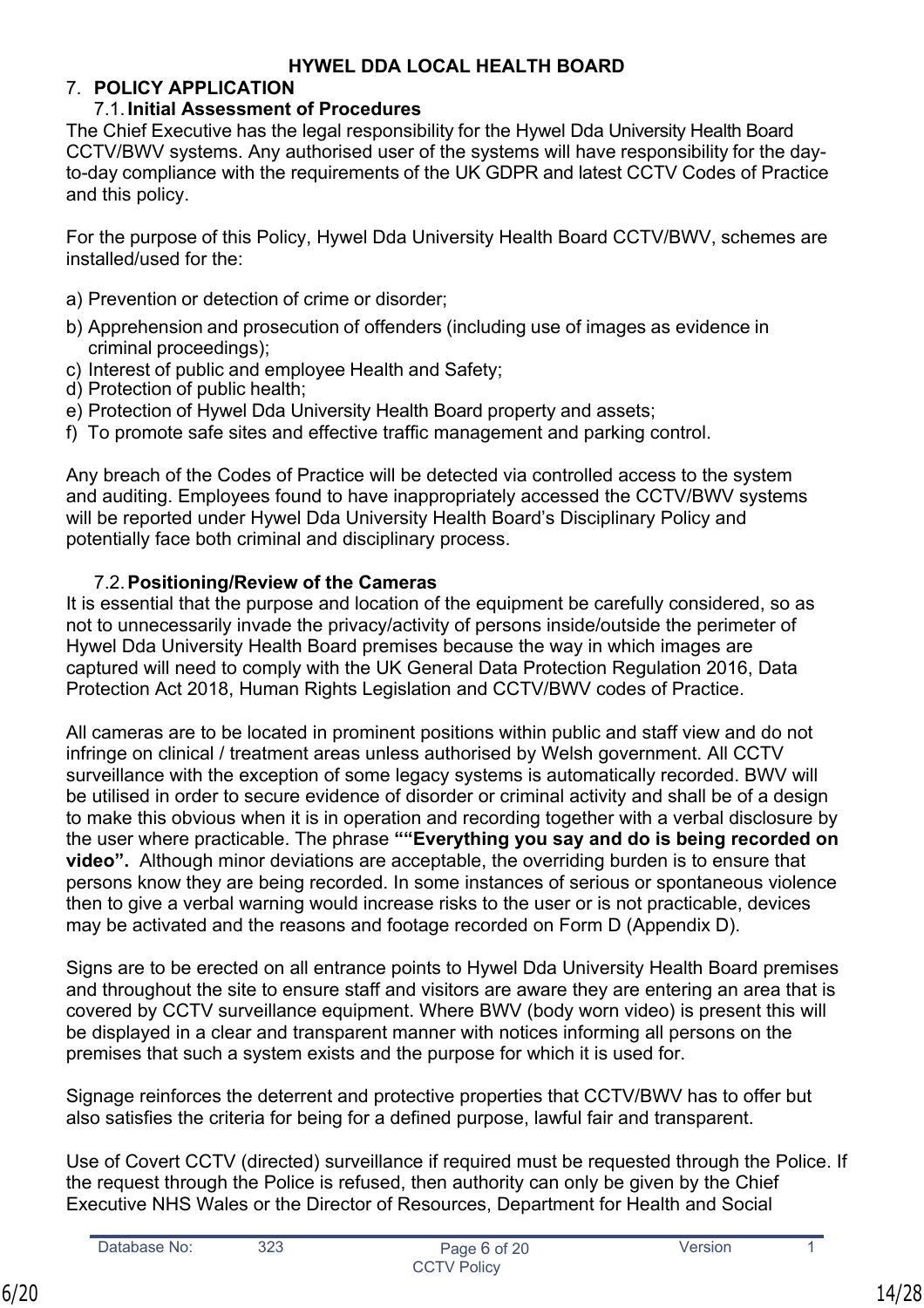# 7. POLICY APPLICATION

## 7.1. Initial Assessment of Procedures

The Chief Executive has the legal responsibility for the Hywel Dda University Health Board CCTV/BWV systems. Any authorised user of the systems will have responsibility for the day-to-day compliance with the requirements of the UK GDPR and latest CCTV Codes of Practice and this policy.

For the purpose of this Policy, Hywel Dda University Health Board CCTV/BWV, schemes are installed/used for the:

a) Prevention or detection of crime or disorder;

b) Apprehension and prosecution of offenders (including use of images as evidence in criminal proceedings);

c) Interest of public and employee Health and Safety;

d) Protection of public health;

e) Protection of Hywel Dda University Health Board property and assets;

f) To promote safe sites and effective traffic management and parking control.

Any breach of the Codes of Practice will be detected via controlled access to the system and auditing. Employees found to have inappropriately accessed the CCTV/BWV systems will be reported under Hywel Dda University Health Board's Disciplinary Policy and potentially face both criminal and disciplinary process.

## 7.2. Positioning/Review of the Cameras

It is essential that the purpose and location of the equipment be carefully considered, so as not to unnecessarily invade the privacy/activity of persons inside/outside the perimeter of Hywel Dda University Health Board premises because the way in which images are captured will need to comply with the UK General Data Protection Regulation 2016, Data Protection Act 2018, Human Rights Legislation and CCTV/BWV codes of Practice.

All cameras are to be located in prominent positions within public and staff view and do not infringe on clinical / treatment areas unless authorised by Welsh government. All CCTV surveillance with the exception of some legacy systems is automatically recorded. BWV will be utilised in order to secure evidence of disorder or criminal activity and shall be of a design to make this obvious when it is in operation and recording together with a verbal disclosure by the user where practicable. The phrase **""Everything you say and do is being recorded on video".** Although minor deviations are acceptable, the overriding burden is to ensure that persons know they are being recorded. In some instances of serious or spontaneous violence then to give a verbal warning would increase risks to the user or is not practicable, devices may be activated and the reasons and footage recorded on Form D (Appendix D).

Signs are to be erected on all entrance points to Hywel Dda University Health Board premises and throughout the site to ensure staff and visitors are aware they are entering an area that is covered by CCTV surveillance equipment. Where BWV (body worn video) is present this will be displayed in a clear and transparent manner with notices informing all persons on the premises that such a system exists and the purpose for which it is used for.

Signage reinforces the deterrent and protective properties that CCTV/BWV has to offer but also satisfies the criteria for being for a defined purpose, lawful fair and transparent.

Use of Covert CCTV (directed) surveillance if required must be requested through the Police. If the request through the Police is refused, then authority can only be given by the Chief Executive NHS Wales or the Director of Resources, Department for Health and Social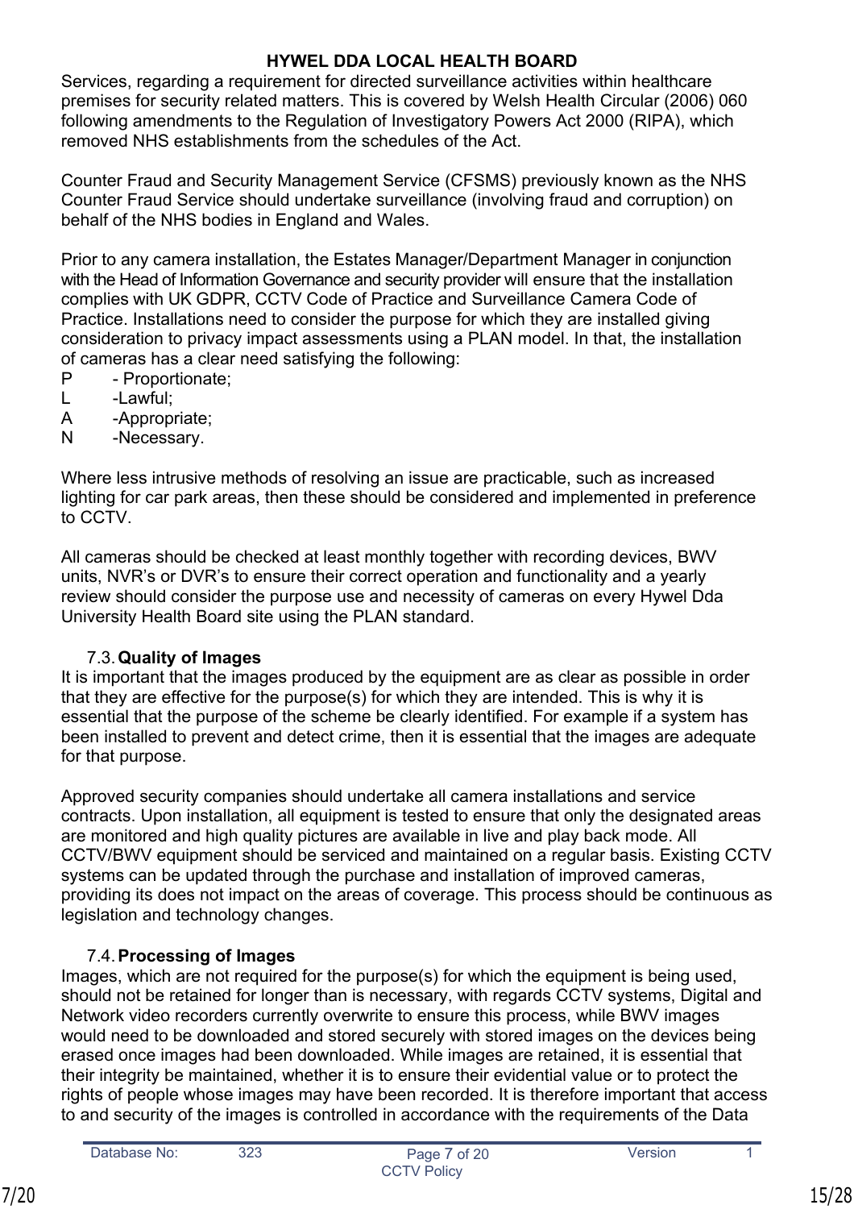Services, regarding a requirement for directed surveillance activities within healthcare premises for security related matters. This is covered by Welsh Health Circular (2006) 060 following amendments to the Regulation of Investigatory Powers Act 2000 (RIPA), which removed NHS establishments from the schedules of the Act.

Counter Fraud and Security Management Service (CFSMS) previously known as the NHS Counter Fraud Service should undertake surveillance (involving fraud and corruption) on behalf of the NHS bodies in England and Wales.

Prior to any camera installation, the Estates Manager/Department Manager in conjunction with the Head of Information Governance and security provider will ensure that the installation complies with UK GDPR, CCTV Code of Practice and Surveillance Camera Code of Practice. Installations need to consider the purpose for which they are installed giving consideration to privacy impact assessments using a PLAN model. In that, the installation of cameras has a clear need satisfying the following:

P - Proportionate;
L -Lawful;
A -Appropriate;
N -Necessary.

Where less intrusive methods of resolving an issue are practicable, such as increased lighting for car park areas, then these should be considered and implemented in preference to CCTV.

All cameras should be checked at least monthly together with recording devices, BWV units, NVR's or DVR's to ensure their correct operation and functionality and a yearly review should consider the purpose use and necessity of cameras on every Hywel Dda University Health Board site using the PLAN standard.

### 7.3. Quality of Images

It is important that the images produced by the equipment are as clear as possible in order that they are effective for the purpose(s) for which they are intended. This is why it is essential that the purpose of the scheme be clearly identified. For example if a system has been installed to prevent and detect crime, then it is essential that the images are adequate for that purpose.

Approved security companies should undertake all camera installations and service contracts. Upon installation, all equipment is tested to ensure that only the designated areas are monitored and high quality pictures are available in live and play back mode. All CCTV/BWV equipment should be serviced and maintained on a regular basis. Existing CCTV systems can be updated through the purchase and installation of improved cameras, providing its does not impact on the areas of coverage. This process should be continuous as legislation and technology changes.

### 7.4. Processing of Images

Images, which are not required for the purpose(s) for which the equipment is being used, should not be retained for longer than is necessary, with regards CCTV systems, Digital and Network video recorders currently overwrite to ensure this process, while BWV images would need to be downloaded and stored securely with stored images on the devices being erased once images had been downloaded. While images are retained, it is essential that their integrity be maintained, whether it is to ensure their evidential value or to protect the rights of people whose images may have been recorded. It is therefore important that access to and security of the images is controlled in accordance with the requirements of the Data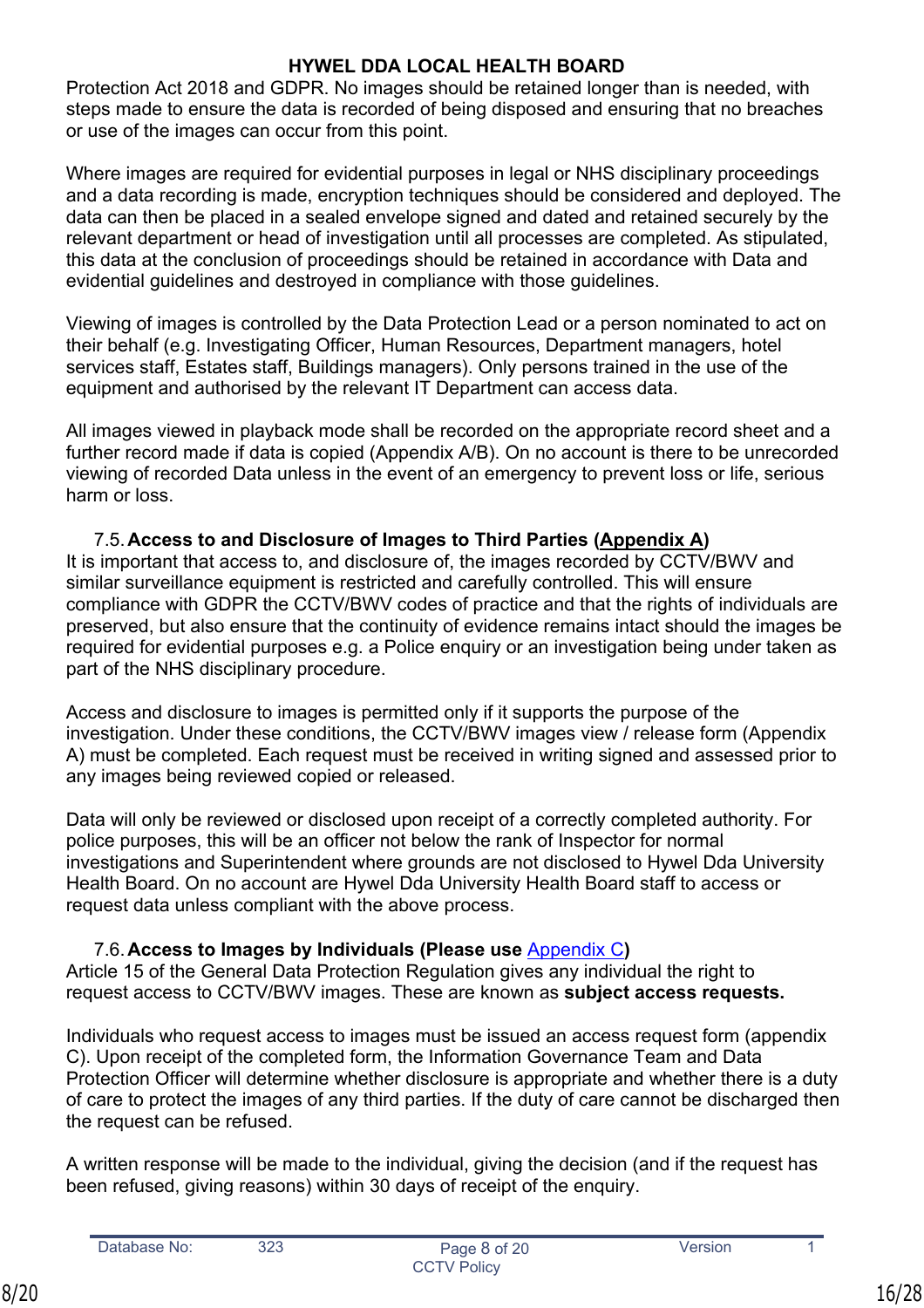Protection Act 2018 and GDPR. No images should be retained longer than is needed, with steps made to ensure the data is recorded of being disposed and ensuring that no breaches or use of the images can occur from this point.

Where images are required for evidential purposes in legal or NHS disciplinary proceedings and a data recording is made, encryption techniques should be considered and deployed. The data can then be placed in a sealed envelope signed and dated and retained securely by the relevant department or head of investigation until all processes are completed. As stipulated, this data at the conclusion of proceedings should be retained in accordance with Data and evidential guidelines and destroyed in compliance with those guidelines.

Viewing of images is controlled by the Data Protection Lead or a person nominated to act on their behalf (e.g. Investigating Officer, Human Resources, Department managers, hotel services staff, Estates staff, Buildings managers). Only persons trained in the use of the equipment and authorised by the relevant IT Department can access data.

All images viewed in playback mode shall be recorded on the appropriate record sheet and a further record made if data is copied (Appendix A/B). On no account is there to be unrecorded viewing of recorded Data unless in the event of an emergency to prevent loss or life, serious harm or loss.

### 7.5. Access to and Disclosure of Images to Third Parties (Appendix A)

It is important that access to, and disclosure of, the images recorded by CCTV/BWV and similar surveillance equipment is restricted and carefully controlled. This will ensure compliance with GDPR the CCTV/BWV codes of practice and that the rights of individuals are preserved, but also ensure that the continuity of evidence remains intact should the images be required for evidential purposes e.g. a Police enquiry or an investigation being under taken as part of the NHS disciplinary procedure.

Access and disclosure to images is permitted only if it supports the purpose of the investigation. Under these conditions, the CCTV/BWV images view / release form (Appendix A) must be completed. Each request must be received in writing signed and assessed prior to any images being reviewed copied or released.

Data will only be reviewed or disclosed upon receipt of a correctly completed authority. For police purposes, this will be an officer not below the rank of Inspector for normal investigations and Superintendent where grounds are not disclosed to Hywel Dda University Health Board. On no account are Hywel Dda University Health Board staff to access or request data unless compliant with the above process.

### 7.6. Access to Images by Individuals (Please use Appendix C)

Article 15 of the General Data Protection Regulation gives any individual the right to request access to CCTV/BWV images. These are known as **subject access requests.**

Individuals who request access to images must be issued an access request form (appendix C). Upon receipt of the completed form, the Information Governance Team and Data Protection Officer will determine whether disclosure is appropriate and whether there is a duty of care to protect the images of any third parties. If the duty of care cannot be discharged then the request can be refused.

A written response will be made to the individual, giving the decision (and if the request has been refused, giving reasons) within 30 days of receipt of the enquiry.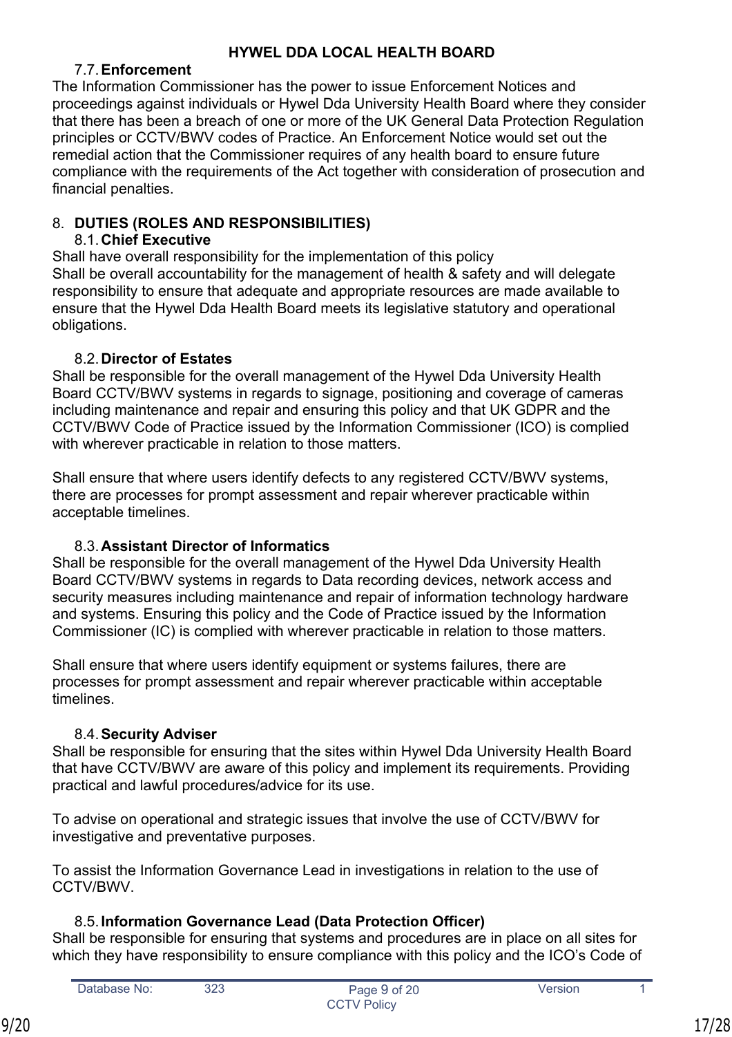### 7.7. Enforcement

The Information Commissioner has the power to issue Enforcement Notices and proceedings against individuals or Hywel Dda University Health Board where they consider that there has been a breach of one or more of the UK General Data Protection Regulation principles or CCTV/BWV codes of Practice. An Enforcement Notice would set out the remedial action that the Commissioner requires of any health board to ensure future compliance with the requirements of the Act together with consideration of prosecution and financial penalties.

## 8. DUTIES (ROLES AND RESPONSIBILITIES)

### 8.1. Chief Executive

Shall have overall responsibility for the implementation of this policy
Shall be overall accountability for the management of health & safety and will delegate responsibility to ensure that adequate and appropriate resources are made available to ensure that the Hywel Dda Health Board meets its legislative statutory and operational obligations.

### 8.2. Director of Estates

Shall be responsible for the overall management of the Hywel Dda University Health Board CCTV/BWV systems in regards to signage, positioning and coverage of cameras including maintenance and repair and ensuring this policy and that UK GDPR and the CCTV/BWV Code of Practice issued by the Information Commissioner (ICO) is complied with wherever practicable in relation to those matters.

Shall ensure that where users identify defects to any registered CCTV/BWV systems, there are processes for prompt assessment and repair wherever practicable within acceptable timelines.

### 8.3. Assistant Director of Informatics

Shall be responsible for the overall management of the Hywel Dda University Health Board CCTV/BWV systems in regards to Data recording devices, network access and security measures including maintenance and repair of information technology hardware and systems. Ensuring this policy and the Code of Practice issued by the Information Commissioner (IC) is complied with wherever practicable in relation to those matters.

Shall ensure that where users identify equipment or systems failures, there are processes for prompt assessment and repair wherever practicable within acceptable timelines.

### 8.4. Security Adviser

Shall be responsible for ensuring that the sites within Hywel Dda University Health Board that have CCTV/BWV are aware of this policy and implement its requirements. Providing practical and lawful procedures/advice for its use.

To advise on operational and strategic issues that involve the use of CCTV/BWV for investigative and preventative purposes.

To assist the Information Governance Lead in investigations in relation to the use of CCTV/BWV.

### 8.5. Information Governance Lead (Data Protection Officer)

Shall be responsible for ensuring that systems and procedures are in place on all sites for which they have responsibility to ensure compliance with this policy and the ICO's Code of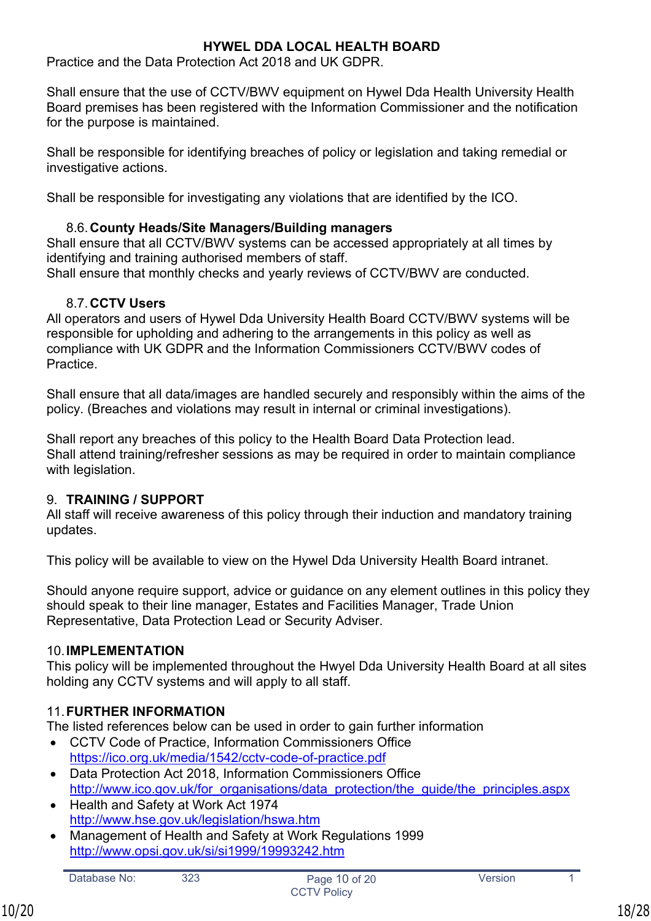Practice and the Data Protection Act 2018 and UK GDPR.

Shall ensure that the use of CCTV/BWV equipment on Hywel Dda Health University Health Board premises has been registered with the Information Commissioner and the notification for the purpose is maintained.

Shall be responsible for identifying breaches of policy or legislation and taking remedial or investigative actions.

Shall be responsible for investigating any violations that are identified by the ICO.

### 8.6. County Heads/Site Managers/Building managers

Shall ensure that all CCTV/BWV systems can be accessed appropriately at all times by identifying and training authorised members of staff.
Shall ensure that monthly checks and yearly reviews of CCTV/BWV are conducted.

### 8.7. CCTV Users

All operators and users of Hywel Dda University Health Board CCTV/BWV systems will be responsible for upholding and adhering to the arrangements in this policy as well as compliance with UK GDPR and the Information Commissioners CCTV/BWV codes of Practice.

Shall ensure that all data/images are handled securely and responsibly within the aims of the policy. (Breaches and violations may result in internal or criminal investigations).

Shall report any breaches of this policy to the Health Board Data Protection lead.
Shall attend training/refresher sessions as may be required in order to maintain compliance with legislation.

## 9. TRAINING / SUPPORT

All staff will receive awareness of this policy through their induction and mandatory training updates.

This policy will be available to view on the Hywel Dda University Health Board intranet.

Should anyone require support, advice or guidance on any element outlines in this policy they should speak to their line manager, Estates and Facilities Manager, Trade Union Representative, Data Protection Lead or Security Adviser.

## 10. IMPLEMENTATION

This policy will be implemented throughout the Hwyel Dda University Health Board at all sites holding any CCTV systems and will apply to all staff.

## 11. FURTHER INFORMATION

The listed references below can be used in order to gain further information

- CCTV Code of Practice, Information Commissioners Office
  https://ico.org.uk/media/1542/cctv-code-of-practice.pdf
- Data Protection Act 2018, Information Commissioners Office
  http://www.ico.gov.uk/for_organisations/data_protection/the_guide/the_principles.aspx
- Health and Safety at Work Act 1974
  http://www.hse.gov.uk/legislation/hswa.htm
- Management of Health and Safety at Work Regulations 1999
  http://www.opsi.gov.uk/si/si1999/19993242.htm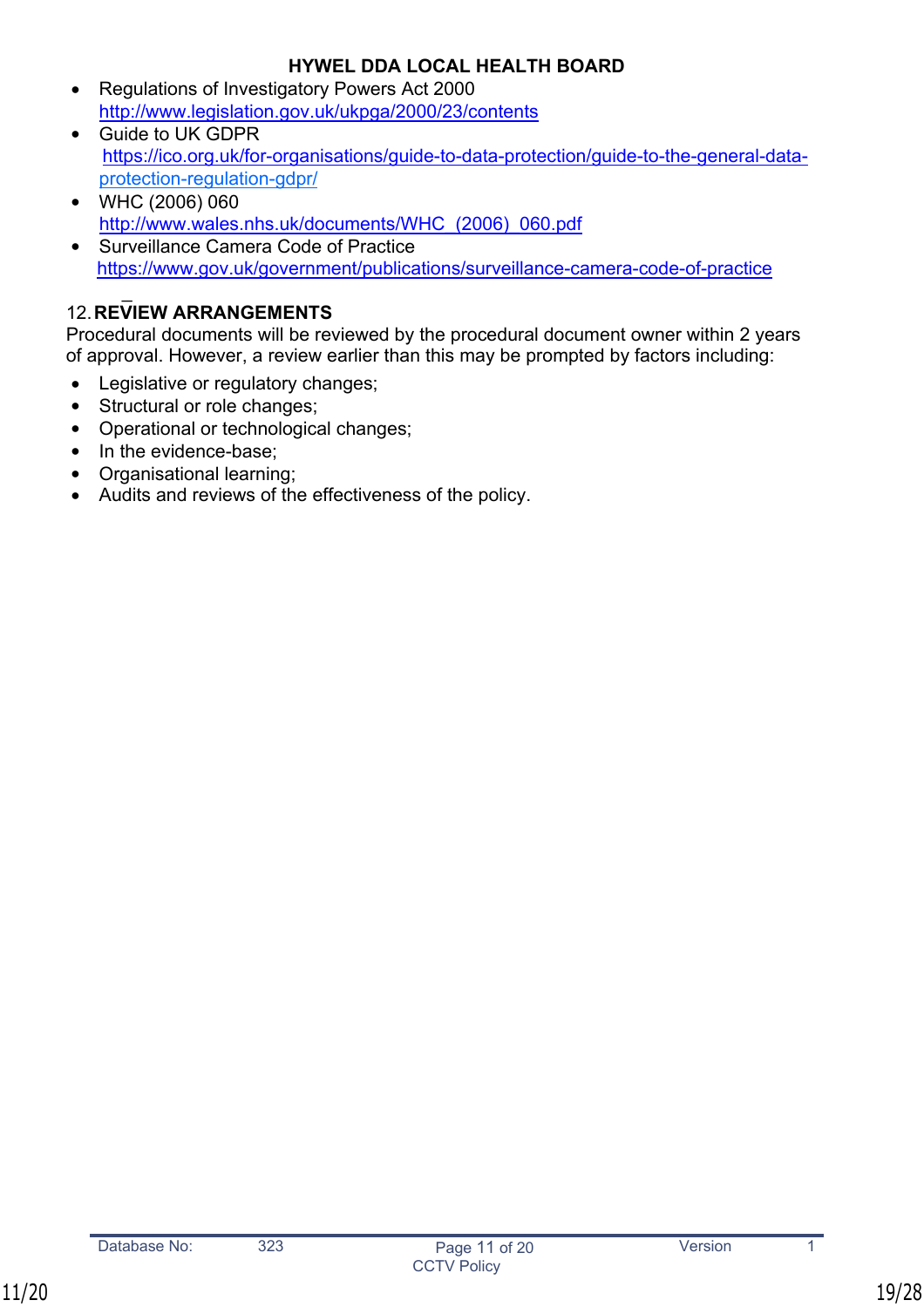- Regulations of Investigatory Powers Act 2000
  http://www.legislation.gov.uk/ukpga/2000/23/contents
- Guide to UK GDPR
  https://ico.org.uk/for-organisations/guide-to-data-protection/guide-to-the-general-data-protection-regulation-gdpr/
- WHC (2006) 060
  http://www.wales.nhs.uk/documents/WHC_(2006)_060.pdf
- Surveillance Camera Code of Practice
  https://www.gov.uk/government/publications/surveillance-camera-code-of-practice

## 12. REVIEW ARRANGEMENTS

Procedural documents will be reviewed by the procedural document owner within 2 years of approval. However, a review earlier than this may be prompted by factors including:

- Legislative or regulatory changes;
- Structural or role changes;
- Operational or technological changes;
- In the evidence-base;
- Organisational learning;
- Audits and reviews of the effectiveness of the policy.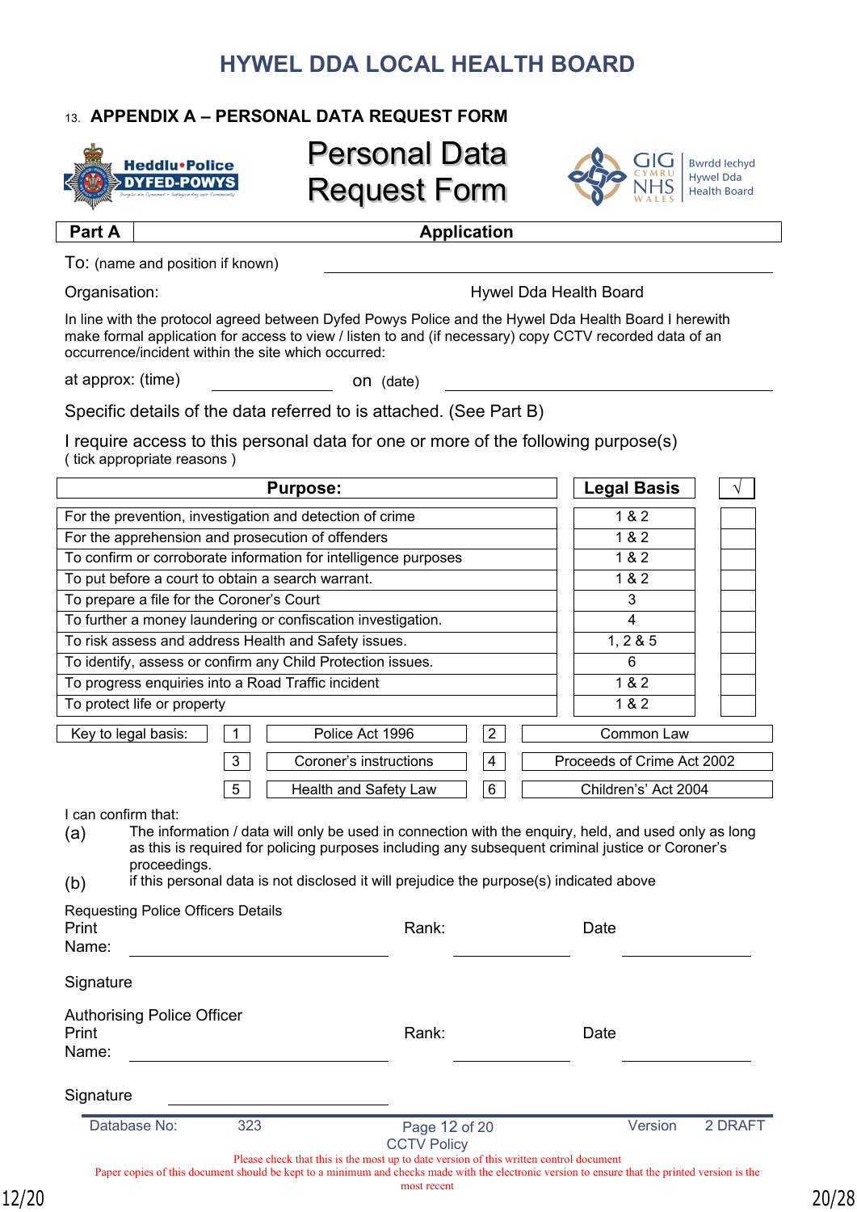# HYWEL DDA LOCAL HEALTH BOARD

## 13. APPENDIX A – PERSONAL DATA REQUEST FORM

Heddlu•Police DYFED-POWYS

# Personal Data Request Form

GIG CYMRU NHS WALES | Bwrdd Iechyd Hywel Dda Health Board

| Part A | Application |
|---|---|

To: (name and position if known) ______________________________

Organisation: Hywel Dda Health Board

In line with the protocol agreed between Dyfed Powys Police and the Hywel Dda Health Board I herewith make formal application for access to view / listen to and (if necessary) copy CCTV recorded data of an occurrence/incident within the site which occurred:

at approx: (time) ______________ on (date) ______________________________

Specific details of the data referred to is attached. (See Part B)

I require access to this personal data for one or more of the following purpose(s)
( tick appropriate reasons )

| Purpose: | Legal Basis | √ |
|---|---|---|
| For the prevention, investigation and detection of crime | 1 & 2 | |
| For the apprehension and prosecution of offenders | 1 & 2 | |
| To confirm or corroborate information for intelligence purposes | 1 & 2 | |
| To put before a court to obtain a search warrant. | 1 & 2 | |
| To prepare a file for the Coroner's Court | 3 | |
| To further a money laundering or confiscation investigation. | 4 | |
| To risk assess and address Health and Safety issues. | 1, 2 & 5 | |
| To identify, assess or confirm any Child Protection issues. | 6 | |
| To progress enquiries into a Road Traffic incident | 1 & 2 | |
| To protect life or property | 1 & 2 | |

| Key to legal basis: | 1 | Police Act 1996 | 2 | Common Law |
|---|---|---|---|---|
| | 3 | Coroner's instructions | 4 | Proceeds of Crime Act 2002 |
| | 5 | Health and Safety Law | 6 | Children's' Act 2004 |

I can confirm that:

(a) The information / data will only be used in connection with the enquiry, held, and used only as long as this is required for policing purposes including any subsequent criminal justice or Coroner's proceedings.

(b) if this personal data is not disclosed it will prejudice the purpose(s) indicated above

Requesting Police Officers Details

Print Name: ______________________ Rank: ______________ Date ______________

Signature

Authorising Police Officer

Print Name: ______________________ Rank: ______________ Date ______________

Signature ______________________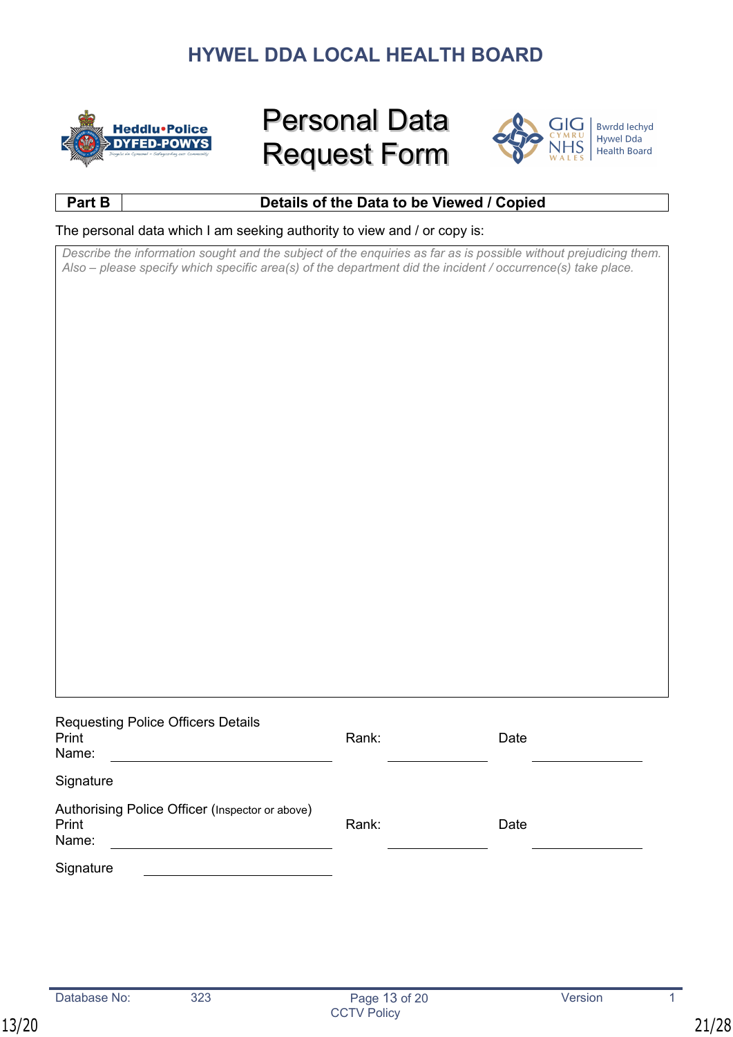# HYWEL DDA LOCAL HEALTH BOARD

## Personal Data Request Form

| Part B | Details of the Data to be Viewed / Copied |
|---|---|

The personal data which I am seeking authority to view and / or copy is:

*Describe the information sought and the subject of the enquiries as far as is possible without prejudicing them. Also – please specify which specific area(s) of the department did the incident / occurrence(s) take place.*

Requesting Police Officers Details

Print Name: ______________________ Rank: ______________ Date ______________

Signature

Authorising Police Officer (Inspector or above)

Print Name: ______________________ Rank: ______________ Date ______________

Signature ______________________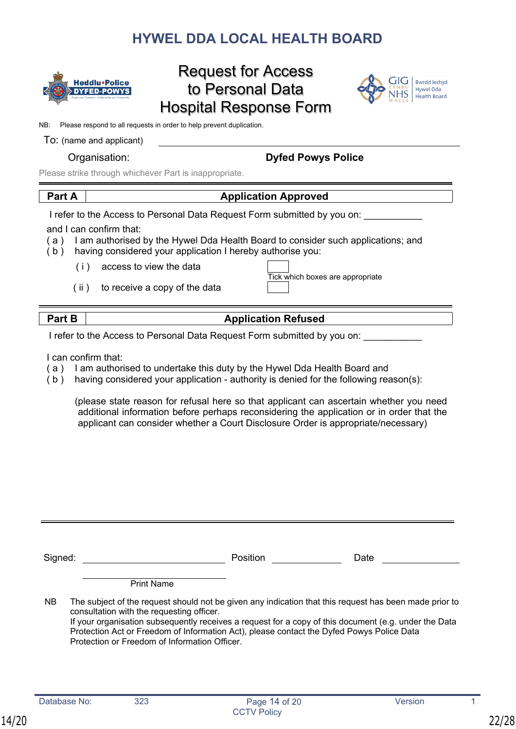# HYWEL DDA LOCAL HEALTH BOARD

## Request for Access to Personal Data Hospital Response Form

NB: Please respond to all requests in order to help prevent duplication.

To: (name and applicant) ______________________________

Organisation: **Dyfed Powys Police**

Please strike through whichever Part is inappropriate.

| **Part A** | **Application Approved** |
|---|---|

I refer to the Access to Personal Data Request Form submitted by you on: ___________

and I can confirm that:

( a ) I am authorised by the Hywel Dda Health Board to consider such applications; and

( b ) having considered your application I hereby authorise you:

( i ) access to view the data ☐

Tick which boxes are appropriate

( ii ) to receive a copy of the data ☐

| **Part B** | **Application Refused** |
|---|---|

I refer to the Access to Personal Data Request Form submitted by you on: ___________

I can confirm that:

( a ) I am authorised to undertake this duty by the Hywel Dda Health Board and

( b ) having considered your application - authority is denied for the following reason(s):

(please state reason for refusal here so that applicant can ascertain whether you need additional information before perhaps reconsidering the application or in order that the applicant can consider whether a Court Disclosure Order is appropriate/necessary)

Signed: ______________________ Position ____________ Date ____________

______________________
Print Name

NB The subject of the request should not be given any indication that this request has been made prior to consultation with the requesting officer.
If your organisation subsequently receives a request for a copy of this document (e.g. under the Data Protection Act or Freedom of Information Act), please contact the Dyfed Powys Police Data Protection or Freedom of Information Officer.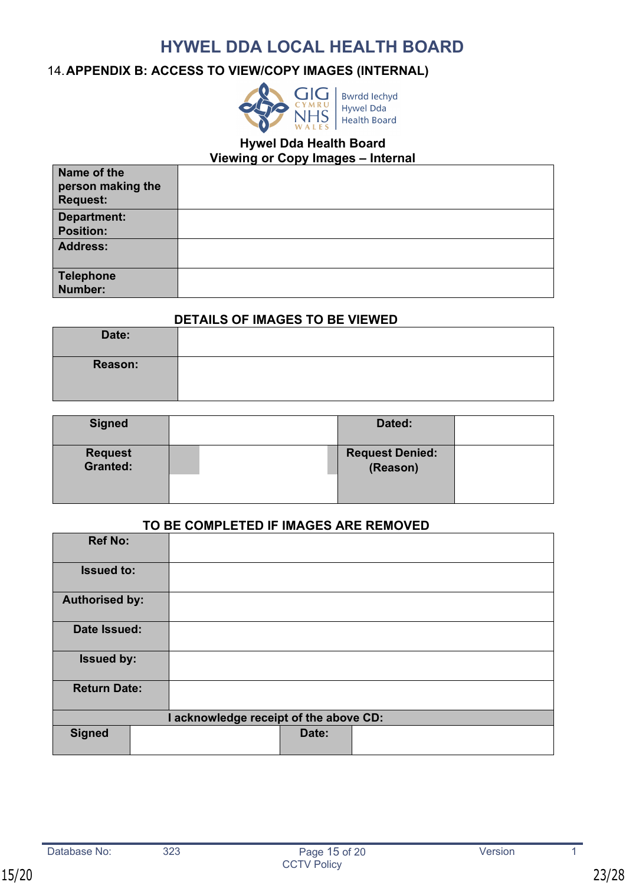# HYWEL DDA LOCAL HEALTH BOARD

## 14. APPENDIX B: ACCESS TO VIEW/COPY IMAGES (INTERNAL)

GIG CYMRU NHS WALES | Bwrdd Iechyd Hywel Dda Health Board

**Hywel Dda Health Board**
**Viewing or Copy Images – Internal**

| | |
|---|---|
| **Name of the person making the Request:** | |
| **Department: Position:** | |
| **Address:** | |
| **Telephone Number:** | |

**DETAILS OF IMAGES TO BE VIEWED**

| | |
|---|---|
| **Date:** | |
| **Reason:** | |

| | | | |
|---|---|---|---|
| **Signed** | | **Dated:** | |
| **Request Granted:** | | **Request Denied: (Reason)** | |

**TO BE COMPLETED IF IMAGES ARE REMOVED**

| | | | |
|---|---|---|---|
| **Ref No:** | | | |
| **Issued to:** | | | |
| **Authorised by:** | | | |
| **Date Issued:** | | | |
| **Issued by:** | | | |
| **Return Date:** | | | |
| **I acknowledge receipt of the above CD:** | | | |
| **Signed** | | **Date:** | |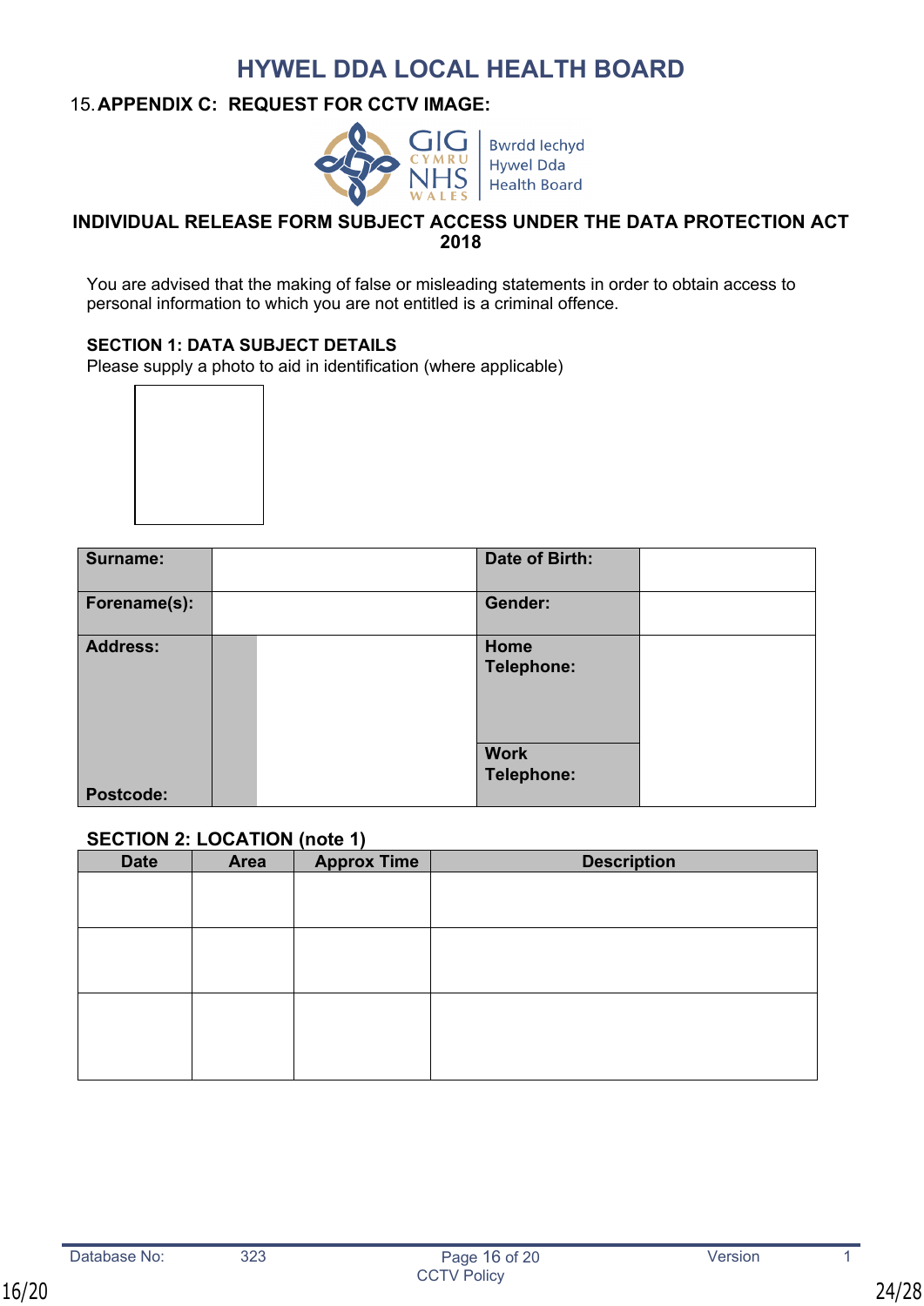# HYWEL DDA LOCAL HEALTH BOARD

## 15. APPENDIX C: REQUEST FOR CCTV IMAGE:

GIG CYMRU NHS WALES | Bwrdd Iechyd Hywel Dda Health Board

### INDIVIDUAL RELEASE FORM SUBJECT ACCESS UNDER THE DATA PROTECTION ACT 2018

You are advised that the making of false or misleading statements in order to obtain access to personal information to which you are not entitled is a criminal offence.

**SECTION 1: DATA SUBJECT DETAILS**

Please supply a photo to aid in identification (where applicable)

| **Surname:** | | **Date of Birth:** | |
|---|---|---|---|
| **Forename(s):** | | **Gender:** | |
| **Address:** | | **Home Telephone:** | |
| | | **Work Telephone:** | |
| **Postcode:** | | | |

**SECTION 2: LOCATION (note 1)**

| Date | Area | Approx Time | Description |
|---|---|---|---|
| | | | |
| | | | |
| | | | |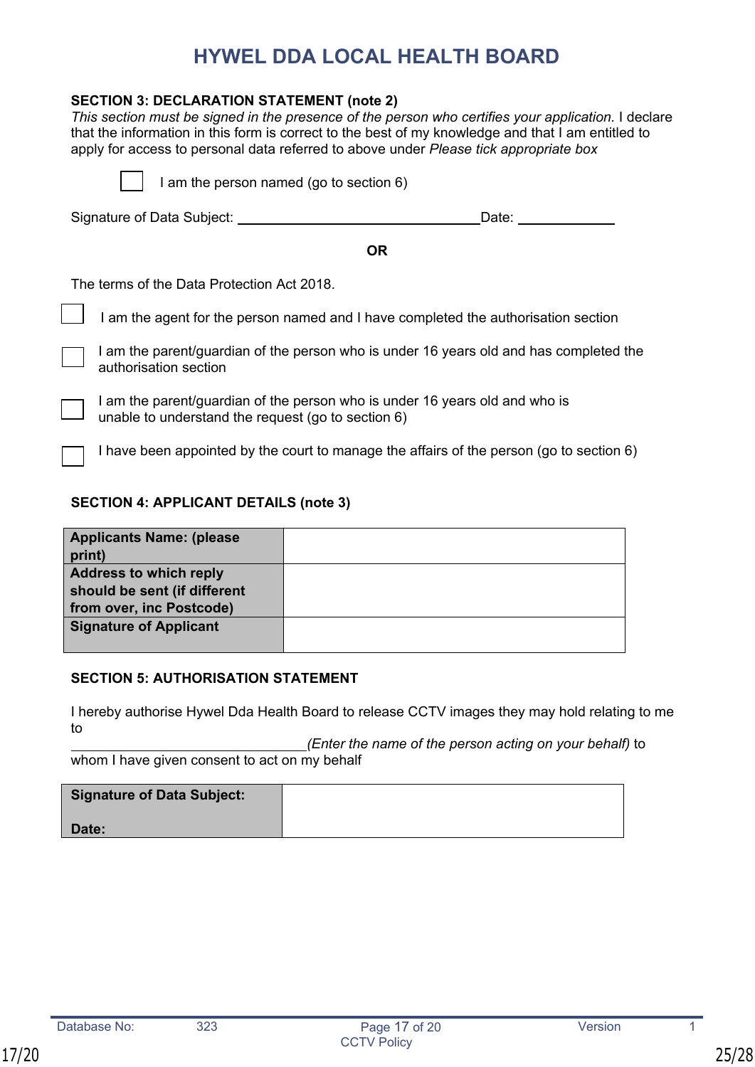# HYWEL DDA LOCAL HEALTH BOARD

**SECTION 3: DECLARATION STATEMENT (note 2)**

*This section must be signed in the presence of the person who certifies your application.* I declare that the information in this form is correct to the best of my knowledge and that I am entitled to apply for access to personal data referred to above under *Please tick appropriate box*

☐ I am the person named (go to section 6)

Signature of Data Subject: ________________________________Date: ____________

**OR**

The terms of the Data Protection Act 2018.

☐ I am the agent for the person named and I have completed the authorisation section

☐ I am the parent/guardian of the person who is under 16 years old and has completed the authorisation section

☐ I am the parent/guardian of the person who is under 16 years old and who is unable to understand the request (go to section 6)

☐ I have been appointed by the court to manage the affairs of the person (go to section 6)

**SECTION 4: APPLICANT DETAILS (note 3)**

| | |
|---|---|
| **Applicants Name: (please print)** | |
| **Address to which reply should be sent (if different from over, inc Postcode)** | |
| **Signature of Applicant** | |

**SECTION 5: AUTHORISATION STATEMENT**

I hereby authorise Hywel Dda Health Board to release CCTV images they may hold relating to me to

______________________________*(Enter the name of the person acting on your behalf)* to whom I have given consent to act on my behalf

| | |
|---|---|
| **Signature of Data Subject:**<br><br>**Date:** | |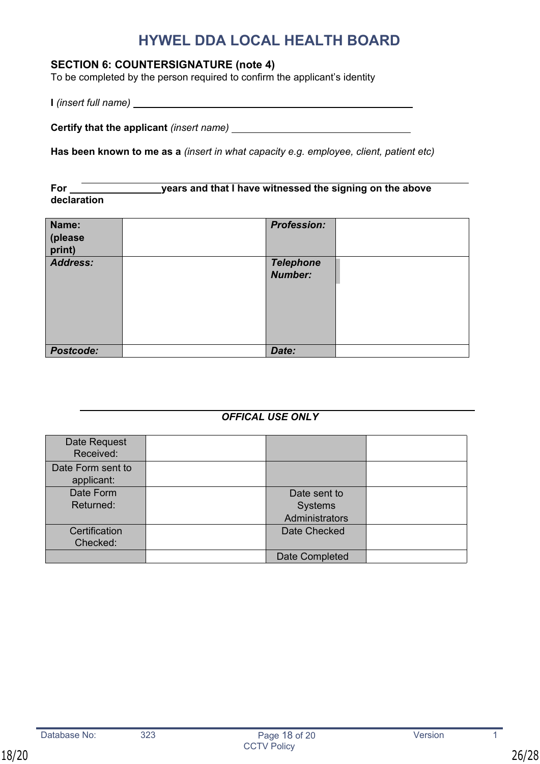# HYWEL DDA LOCAL HEALTH BOARD

**SECTION 6: COUNTERSIGNATURE (note 4)**
To be completed by the person required to confirm the applicant's identity

**I** *(insert full name)* ______________________________________________

**Certify that the applicant** *(insert name)* ______________________________

**Has been known to me as a** *(insert in what capacity e.g. employee, client, patient etc)*

**For ________________years and that I have witnessed the signing on the above declaration**

| **Name: (please print)** | | ***Profession:*** | |
|---|---|---|---|
| ***Address:*** | | ***Telephone Number:*** | |
| ***Postcode:*** | | ***Date:*** | |

***OFFICAL USE ONLY***

| Date Request Received: | | | |
|---|---|---|---|
| Date Form sent to applicant: | | | |
| Date Form Returned: | | Date sent to Systems Administrators | |
| Certification Checked: | | Date Checked | |
| | | Date Completed | |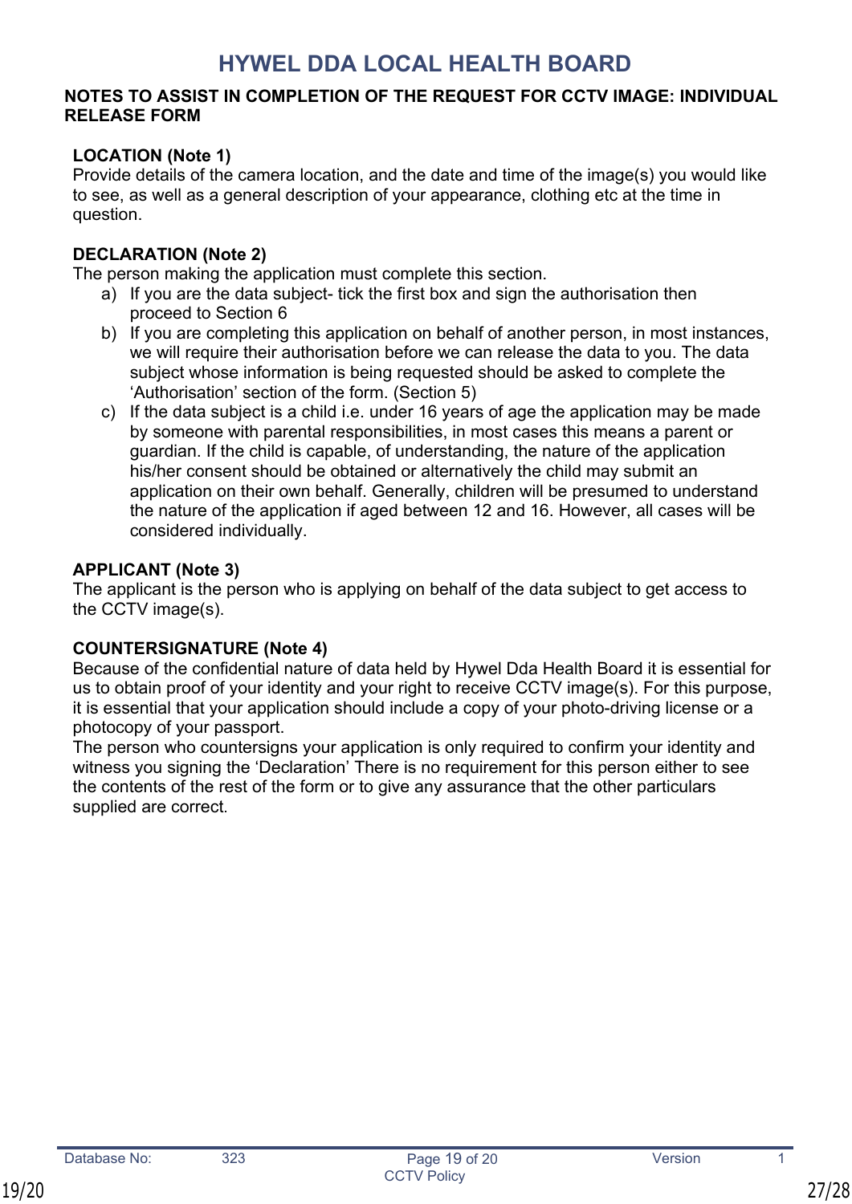# HYWEL DDA LOCAL HEALTH BOARD

**NOTES TO ASSIST IN COMPLETION OF THE REQUEST FOR CCTV IMAGE: INDIVIDUAL RELEASE FORM**

**LOCATION (Note 1)**
Provide details of the camera location, and the date and time of the image(s) you would like to see, as well as a general description of your appearance, clothing etc at the time in question.

**DECLARATION (Note 2)**
The person making the application must complete this section.

a) If you are the data subject- tick the first box and sign the authorisation then proceed to Section 6
b) If you are completing this application on behalf of another person, in most instances, we will require their authorisation before we can release the data to you. The data subject whose information is being requested should be asked to complete the 'Authorisation' section of the form. (Section 5)
c) If the data subject is a child i.e. under 16 years of age the application may be made by someone with parental responsibilities, in most cases this means a parent or guardian. If the child is capable, of understanding, the nature of the application his/her consent should be obtained or alternatively the child may submit an application on their own behalf. Generally, children will be presumed to understand the nature of the application if aged between 12 and 16. However, all cases will be considered individually.

**APPLICANT (Note 3)**
The applicant is the person who is applying on behalf of the data subject to get access to the CCTV image(s).

**COUNTERSIGNATURE (Note 4)**
Because of the confidential nature of data held by Hywel Dda Health Board it is essential for us to obtain proof of your identity and your right to receive CCTV image(s). For this purpose, it is essential that your application should include a copy of your photo-driving license or a photocopy of your passport.
The person who countersigns your application is only required to confirm your identity and witness you signing the 'Declaration' There is no requirement for this person either to see the contents of the rest of the form or to give any assurance that the other particulars supplied are correct.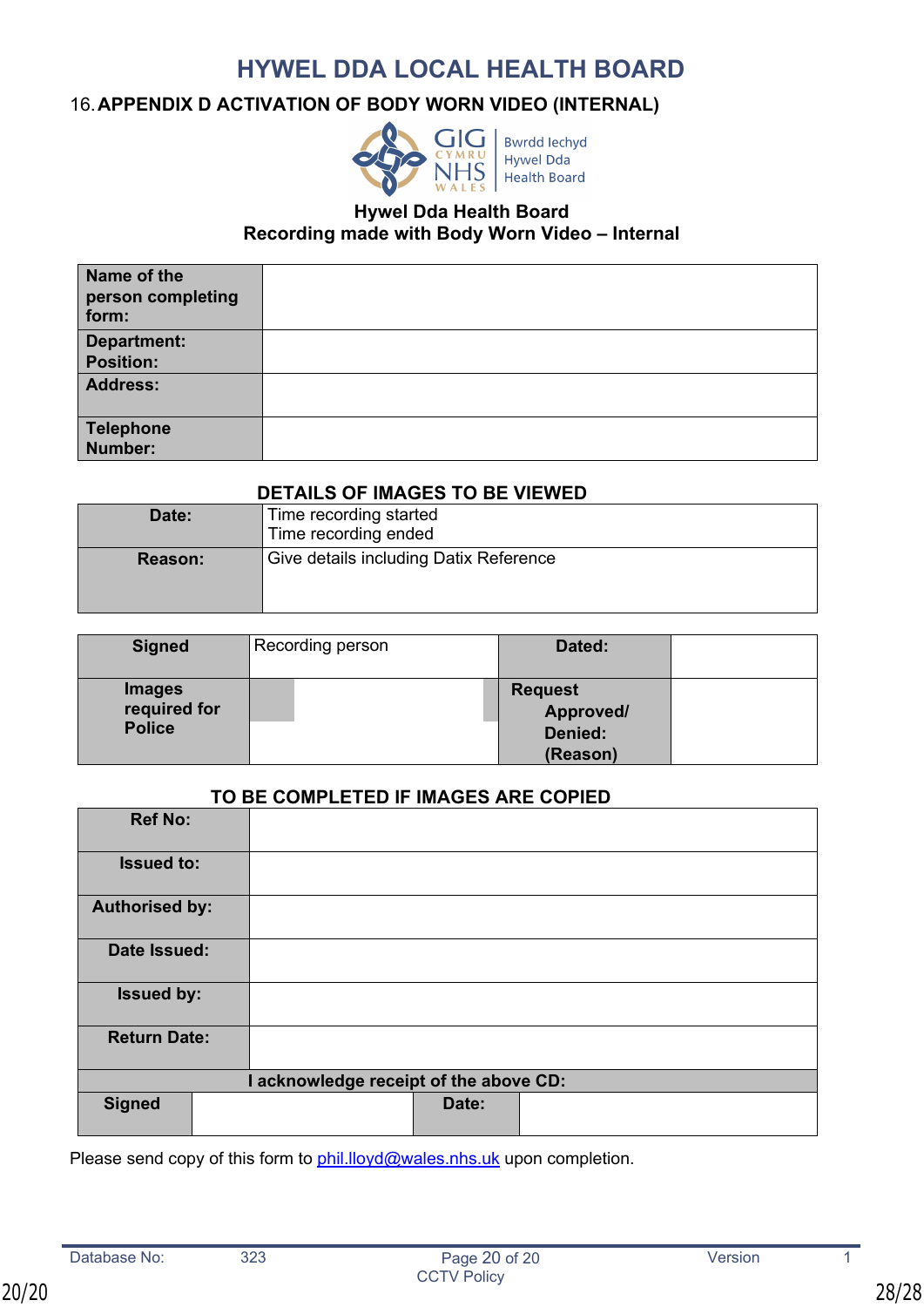# HYWEL DDA LOCAL HEALTH BOARD

## 16. APPENDIX D ACTIVATION OF BODY WORN VIDEO (INTERNAL)

GIG CYMRU NHS WALES | Bwrdd Iechyd Hywel Dda Health Board

**Hywel Dda Health Board**
**Recording made with Body Worn Video – Internal**

| | |
|---|---|
| **Name of the person completing form:** | |
| **Department: Position:** | |
| **Address:** | |
| **Telephone Number:** | |

**DETAILS OF IMAGES TO BE VIEWED**

| | |
|---|---|
| **Date:** | Time recording started<br>Time recording ended |
| **Reason:** | Give details including Datix Reference |

| | | | |
|---|---|---|---|
| **Signed** | Recording person | **Dated:** | |
| **Images required for Police** | | **Request Approved/ Denied: (Reason)** | |

**TO BE COMPLETED IF IMAGES ARE COPIED**

| | | | |
|---|---|---|---|
| **Ref No:** | | | |
| **Issued to:** | | | |
| **Authorised by:** | | | |
| **Date Issued:** | | | |
| **Issued by:** | | | |
| **Return Date:** | | | |
| **I acknowledge receipt of the above CD:** | | | |
| **Signed** | | **Date:** | |

Please send copy of this form to phil.lloyd@wales.nhs.uk upon completion.

| Database No: | 323 | | Version | 1 |
|---|---|---|---|---|
| | | CCTV Policy | | |